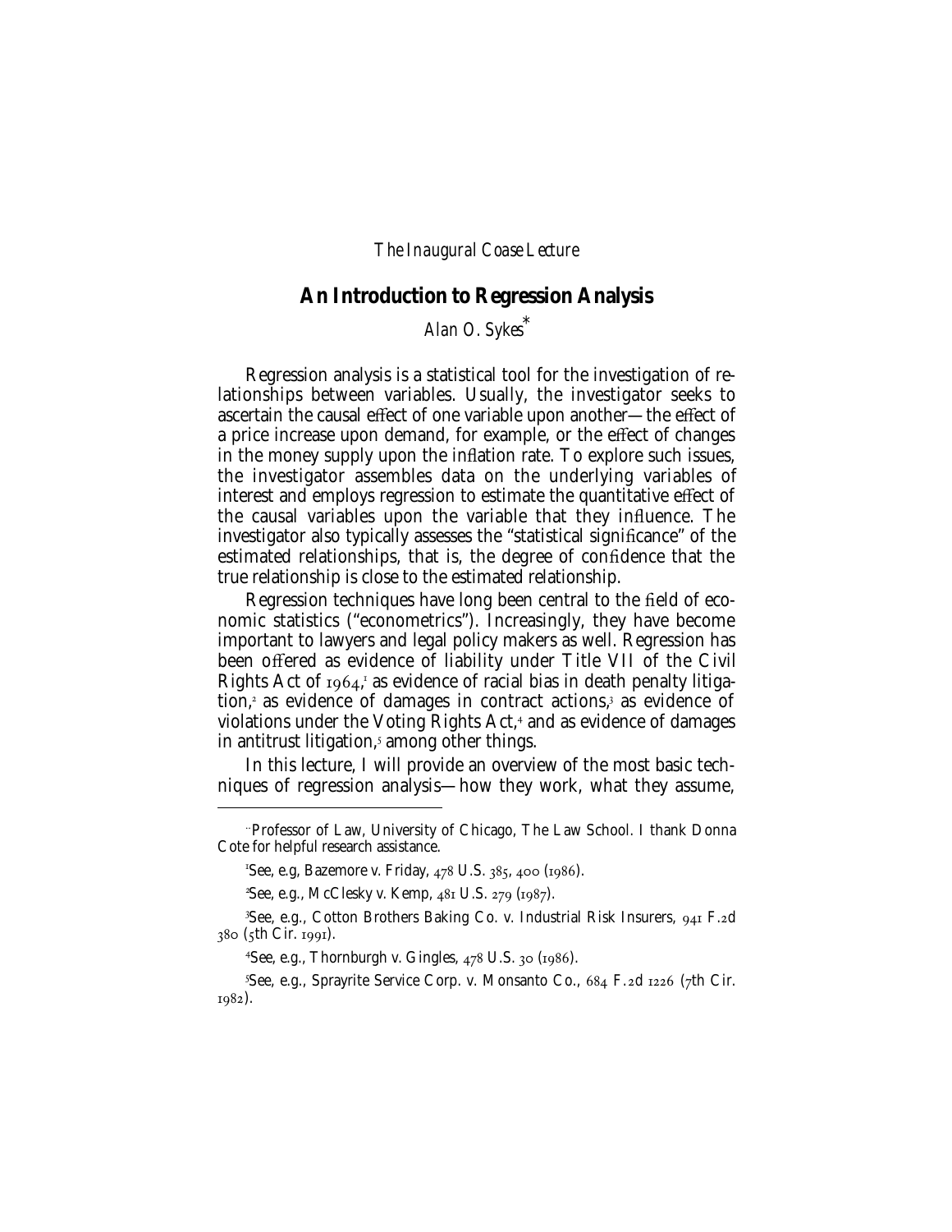*The Inaugural Coase Lecture*

# An Introduction to Regression Analysis

*Alan O. Sykes*[*]

Regression analysis is a statistical tool for the investigation of relationships between variables. Usually, the investigator seeks to ascertain the causal effect of one variable upon another—the effect of a price increase upon demand, for example, or the effect of changes in the money supply upon the inflation rate. To explore such issues, the investigator assembles data on the underlying variables of interest and employs regression to estimate the quantitative effect of the causal variables upon the variable that they influence. The investigator also typically assesses the "statistical significance" of the estimated relationships, that is, the degree of confidence that the true relationship is close to the estimated relationship.

Regression techniques have long been central to the field of economic statistics ("econometrics"). Increasingly, they have become important to lawyers and legal policy makers as well. Regression has been offered as evidence of liability under Title VII of the Civil Rights Act of 1964,[1] as evidence of racial bias in death penalty litigation,[2] as evidence of damages in contract actions,[3] as evidence of violations under the Voting Rights Act,[4] and as evidence of damages in antitrust litigation,[5] among other things.

In this lecture, I will provide an overview of the most basic techniques of regression analysis—how they work, what they assume,

---

[*] Professor of Law, University of Chicago, The Law School. I thank Donna Cote for helpful research assistance.

[1] See, e.g, Bazemore v. Friday, 478 U.S. 385, 400 (1986).

[2] See, e.g., McClesky v. Kemp, 481 U.S. 279 (1987).

[3] See, e.g., Cotton Brothers Baking Co. v. Industrial Risk Insurers, 941 F.2d 380 (5th Cir. 1991).

[4] See, e.g., Thornburgh v. Gingles, 478 U.S. 30 (1986).

[5] See, e.g., Sprayrite Service Corp. v. Monsanto Co., 684 F.2d 1226 (7th Cir. 1982).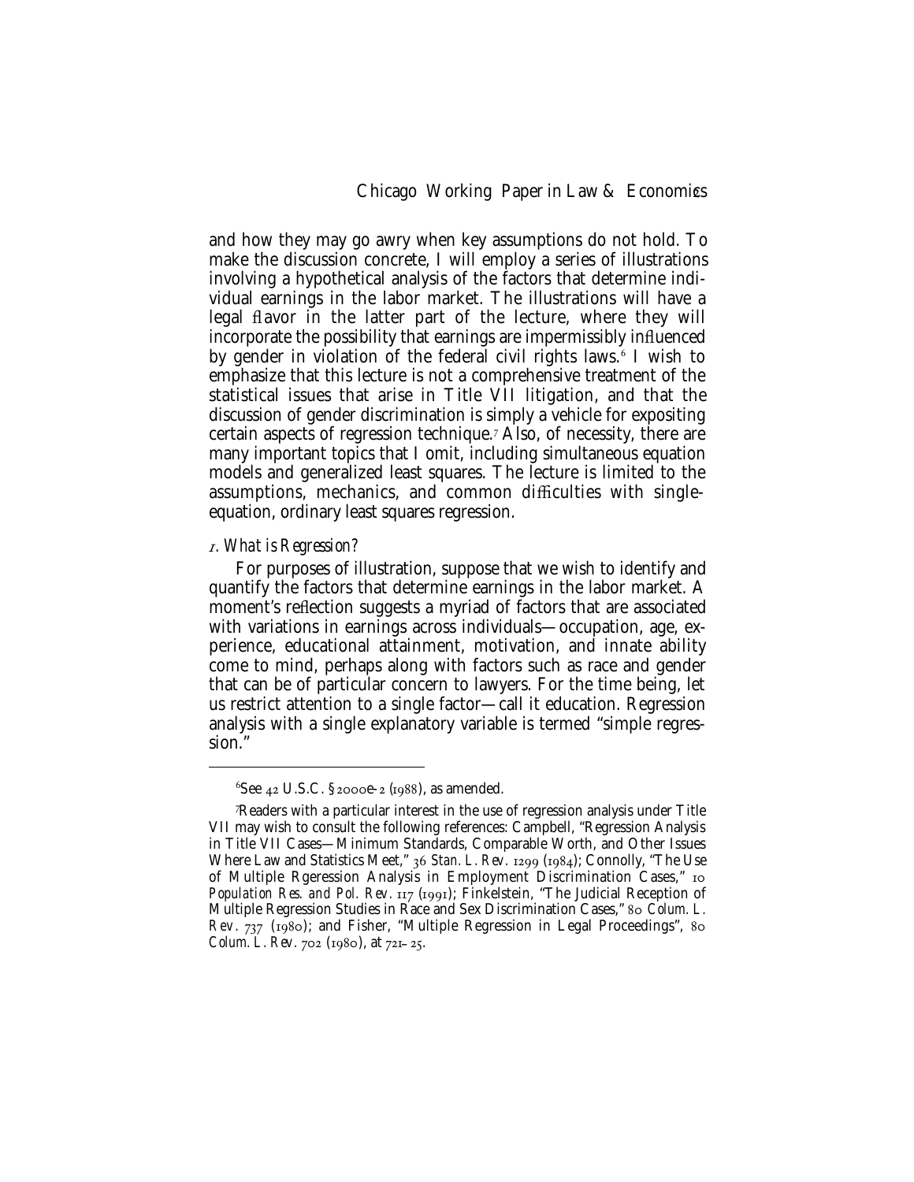and how they may go awry when key assumptions do not hold. To make the discussion concrete, I will employ a series of illustrations involving a hypothetical analysis of the factors that determine individual earnings in the labor market. The illustrations will have a legal flavor in the latter part of the lecture, where they will incorporate the possibility that earnings are impermissibly influenced by gender in violation of the federal civil rights laws.[6] I wish to emphasize that this lecture is not a comprehensive treatment of the statistical issues that arise in Title VII litigation, and that the discussion of gender discrimination is simply a vehicle for expositing certain aspects of regression technique.[7] Also, of necessity, there are many important topics that I omit, including simultaneous equation models and generalized least squares. The lecture is limited to the assumptions, mechanics, and common difficulties with single-equation, ordinary least squares regression.

## *1. What is Regression?*

For purposes of illustration, suppose that we wish to identify and quantify the factors that determine earnings in the labor market. A moment's reflection suggests a myriad of factors that are associated with variations in earnings across individuals—occupation, age, experience, educational attainment, motivation, and innate ability come to mind, perhaps along with factors such as race and gender that can be of particular concern to lawyers. For the time being, let us restrict attention to a single factor—call it education. Regression analysis with a single explanatory variable is termed "simple regression."

---

[6] See 42 U.S.C. §2000e-2 (1988), as amended.

[7] Readers with a particular interest in the use of regression analysis under Title VII may wish to consult the following references: Campbell, "Regression Analysis in Title VII Cases—Minimum Standards, Comparable Worth, and Other Issues Where Law and Statistics Meet," 36 *Stan. L. Rev.* 1299 (1984); Connolly, "The Use of Multiple Rgeression Analysis in Employment Discrimination Cases," 10 *Population Res. and Pol. Rev.* 117 (1991); Finkelstein, "The Judicial Reception of Multiple Regression Studies in Race and Sex Discrimination Cases," 80 *Colum. L. Rev.* 737 (1980); and Fisher, "Multiple Regression in Legal Proceedings", 80 *Colum. L. Rev.* 702 (1980), at 721–25.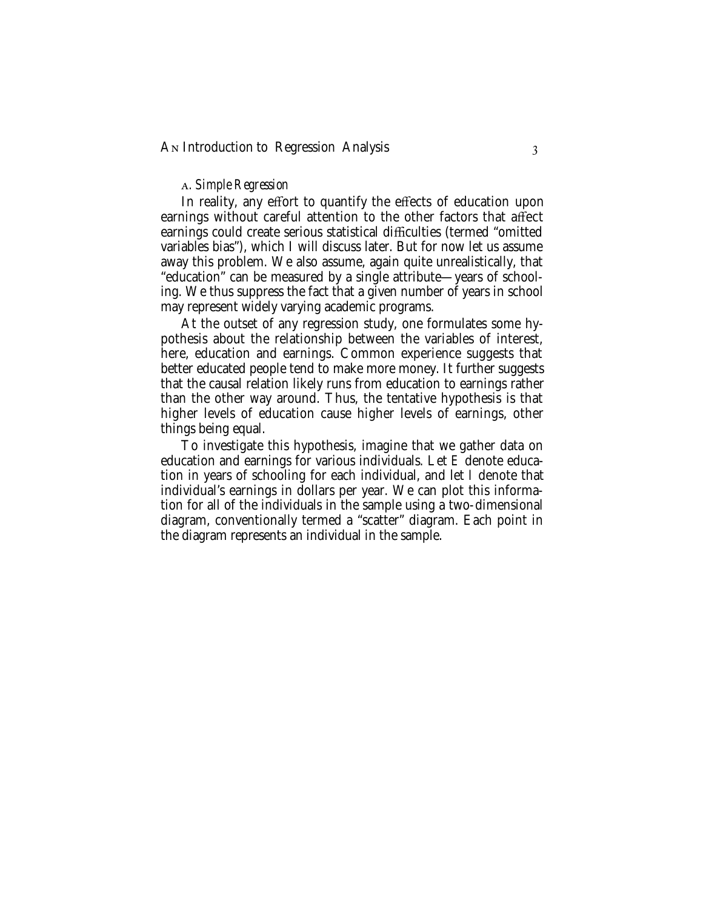### A. *Simple Regression*

In reality, any effort to quantify the effects of education upon earnings without careful attention to the other factors that affect earnings could create serious statistical difficulties (termed "omitted variables bias"), which I will discuss later. But for now let us assume away this problem. We also assume, again quite unrealistically, that "education" can be measured by a single attribute—years of schooling. We thus suppress the fact that a given number of years in school may represent widely varying academic programs.

At the outset of any regression study, one formulates some hypothesis about the relationship between the variables of interest, here, education and earnings. Common experience suggests that better educated people tend to make more money. It further suggests that the causal relation likely runs from education to earnings rather than the other way around. Thus, the tentative hypothesis is that higher levels of education cause higher levels of earnings, other things being equal.

To investigate this hypothesis, imagine that we gather data on education and earnings for various individuals. Let $E$ denote education in years of schooling for each individual, and let $I$ denote that individual's earnings in dollars per year. We can plot this information for all of the individuals in the sample using a two-dimensional diagram, conventionally termed a "scatter" diagram. Each point in the diagram represents an individual in the sample.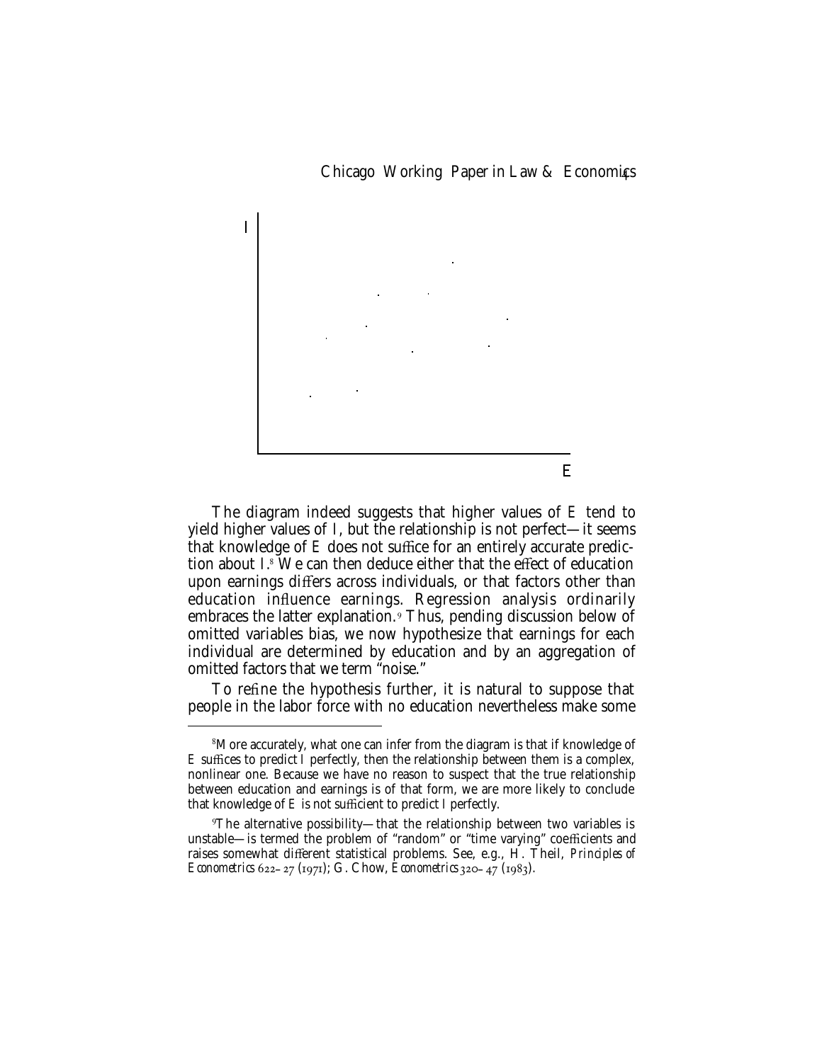The diagram indeed suggests that higher values of $E$ tend to yield higher values of $I$, but the relationship is not perfect—it seems that knowledge of $E$ does not suffice for an entirely accurate prediction about $I$.[8] We can then deduce either that the effect of education upon earnings differs across individuals, or that factors other than education influence earnings. Regression analysis ordinarily embraces the latter explanation.[9] Thus, pending discussion below of omitted variables bias, we now hypothesize that earnings for each individual are determined by education and by an aggregation of omitted factors that we term "noise."

To refine the hypothesis further, it is natural to suppose that people in the labor force with no education nevertheless make some

---

[8] More accurately, what one can infer from the diagram is that if knowledge of $E$ suffices to predict $I$ perfectly, then the relationship between them is a complex, nonlinear one. Because we have no reason to suspect that the true relationship between education and earnings is of that form, we are more likely to conclude that knowledge of $E$ is not sufficient to predict $I$ perfectly.

[9] The alternative possibility—that the relationship between two variables is unstable—is termed the problem of "random" or "time varying" coefficients and raises somewhat different statistical problems. See, e.g., H. Theil, *Principles of Econometrics* 622–27 (1971); G. Chow, *Econometrics* 320–47 (1983).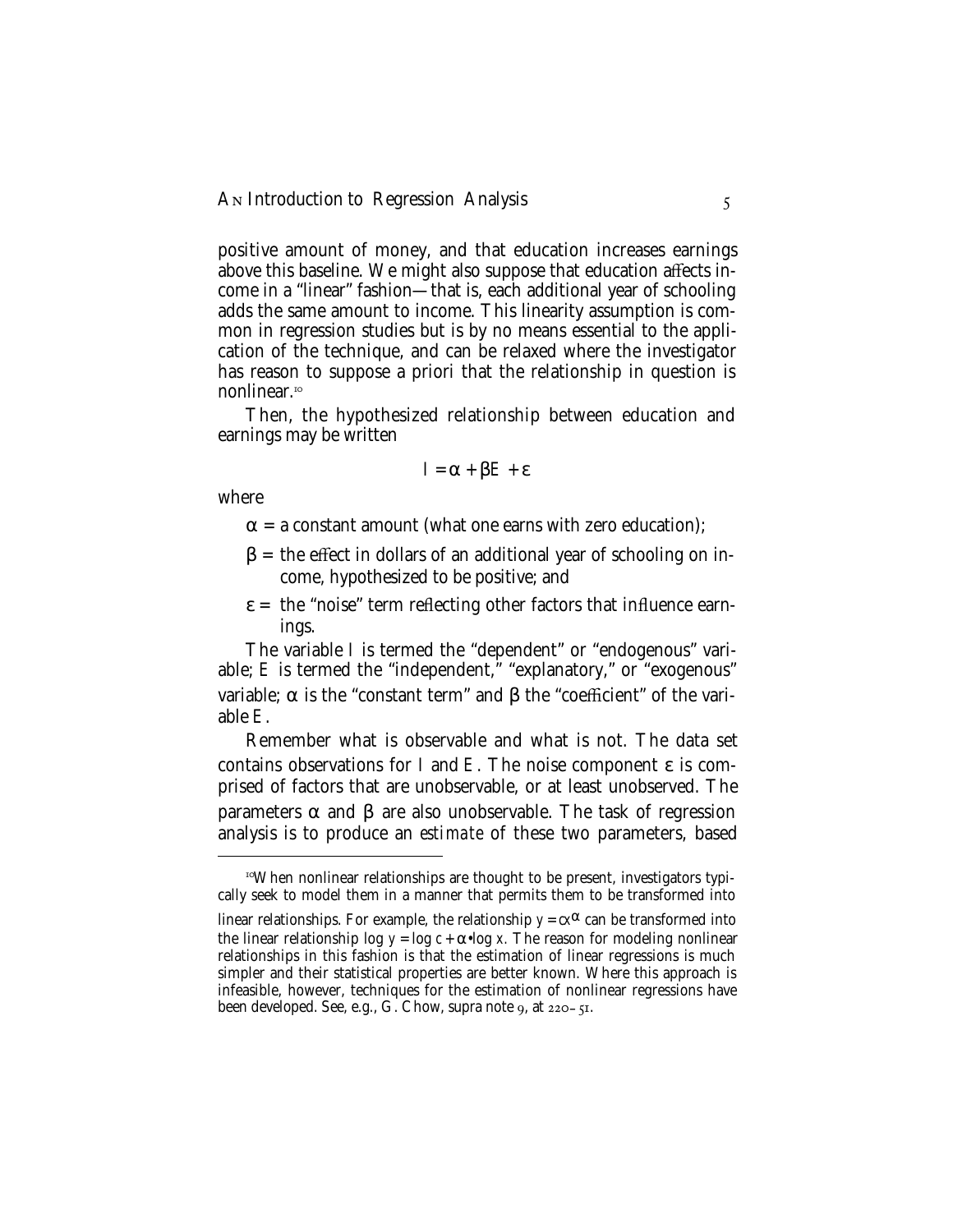positive amount of money, and that education increases earnings above this baseline. We might also suppose that education affects income in a "linear" fashion—that is, each additional year of schooling adds the same amount to income. This linearity assumption is common in regression studies but is by no means essential to the application of the technique, and can be relaxed where the investigator has reason to suppose a priori that the relationship in question is nonlinear.[10]

Then, the hypothesized relationship between education and earnings may be written

$$I = \alpha + \beta E + \varepsilon$$

where

$\alpha$ = a constant amount (what one earns with zero education);

$\beta$ = the effect in dollars of an additional year of schooling on income, hypothesized to be positive; and

$\varepsilon$ = the "noise" term reflecting other factors that influence earnings.

The variable $I$ is termed the "dependent" or "endogenous" variable; $E$ is termed the "independent," "explanatory," or "exogenous" variable; $\alpha$ is the "constant term" and $\beta$ the "coefficient" of the variable $E$.

Remember what is observable and what is not. The data set contains observations for $I$ and $E$. The noise component $\varepsilon$ is comprised of factors that are unobservable, or at least unobserved. The parameters $\alpha$ and $\beta$ are also unobservable. The task of regression analysis is to produce an *estimate* of these two parameters, based

---

[10] When nonlinear relationships are thought to be present, investigators typically seek to model them in a manner that permits them to be transformed into linear relationships. For example, the relationship $y = cx^{\alpha}$ can be transformed into the linear relationship $\log y = \log c + \alpha \cdot \log x$. The reason for modeling nonlinear relationships in this fashion is that the estimation of linear regressions is much simpler and their statistical properties are better known. Where this approach is infeasible, however, techniques for the estimation of nonlinear regressions have been developed. See, e.g., G. Chow, supra note 9, at 220–51.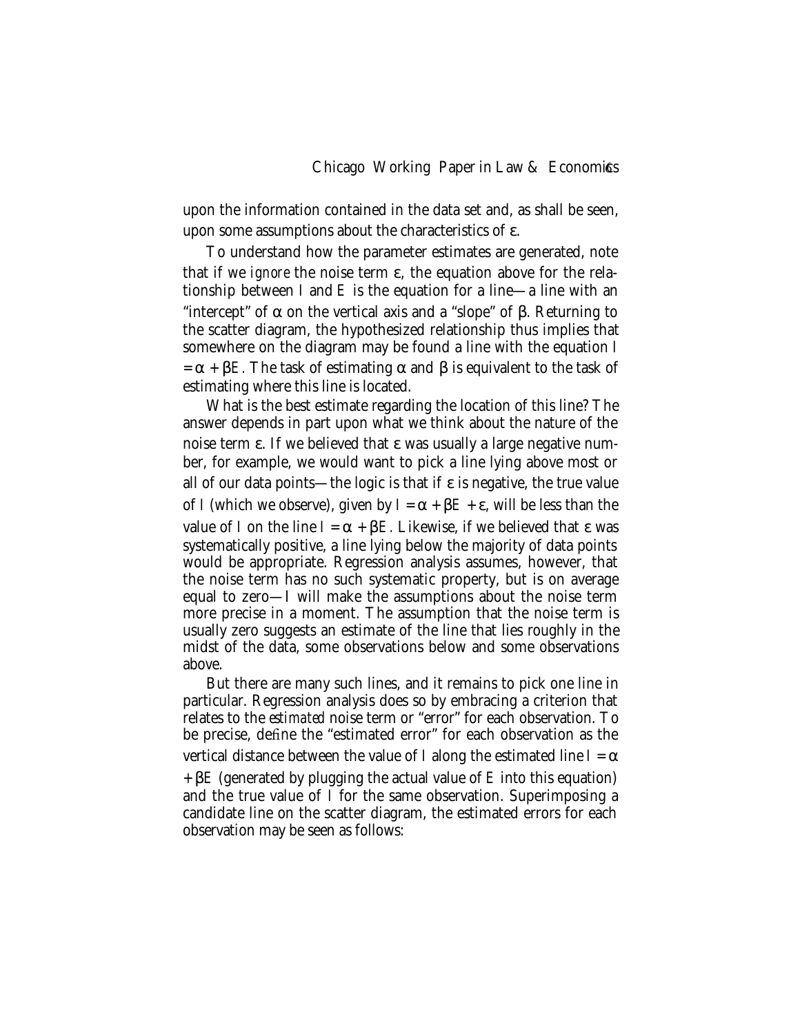upon the information contained in the data set and, as shall be seen, upon some assumptions about the characteristics of $\epsilon$.

To understand how the parameter estimates are generated, note that if we *ignore* the noise term $\epsilon$, the equation above for the relationship between $I$ and $E$ is the equation for a line—a line with an "intercept" of $\alpha$ on the vertical axis and a "slope" of $\beta$. Returning to the scatter diagram, the hypothesized relationship thus implies that somewhere on the diagram may be found a line with the equation $I = \alpha + \beta E$. The task of estimating $\alpha$ and $\beta$ is equivalent to the task of estimating where this line is located.

What is the best estimate regarding the location of this line? The answer depends in part upon what we think about the nature of the noise term $\epsilon$. If we believed that $\epsilon$ was usually a large negative number, for example, we would want to pick a line lying above most or all of our data points—the logic is that if $\epsilon$ is negative, the true value of $I$ (which we observe), given by $I = \alpha + \beta E + \epsilon$, will be less than the value of $I$ on the line $I = \alpha + \beta E$. Likewise, if we believed that $\epsilon$ was systematically positive, a line lying below the majority of data points would be appropriate. Regression analysis assumes, however, that the noise term has no such systematic property, but is on average equal to zero—I will make the assumptions about the noise term more precise in a moment. The assumption that the noise term is usually zero suggests an estimate of the line that lies roughly in the midst of the data, some observations below and some observations above.

But there are many such lines, and it remains to pick one line in particular. Regression analysis does so by embracing a criterion that relates to the *estimated* noise term or "error" for each observation. To be precise, define the "estimated error" for each observation as the vertical distance between the value of $I$ along the estimated line $I = \alpha + \beta E$ (generated by plugging the actual value of $E$ into this equation) and the true value of $I$ for the same observation. Superimposing a candidate line on the scatter diagram, the estimated errors for each observation may be seen as follows: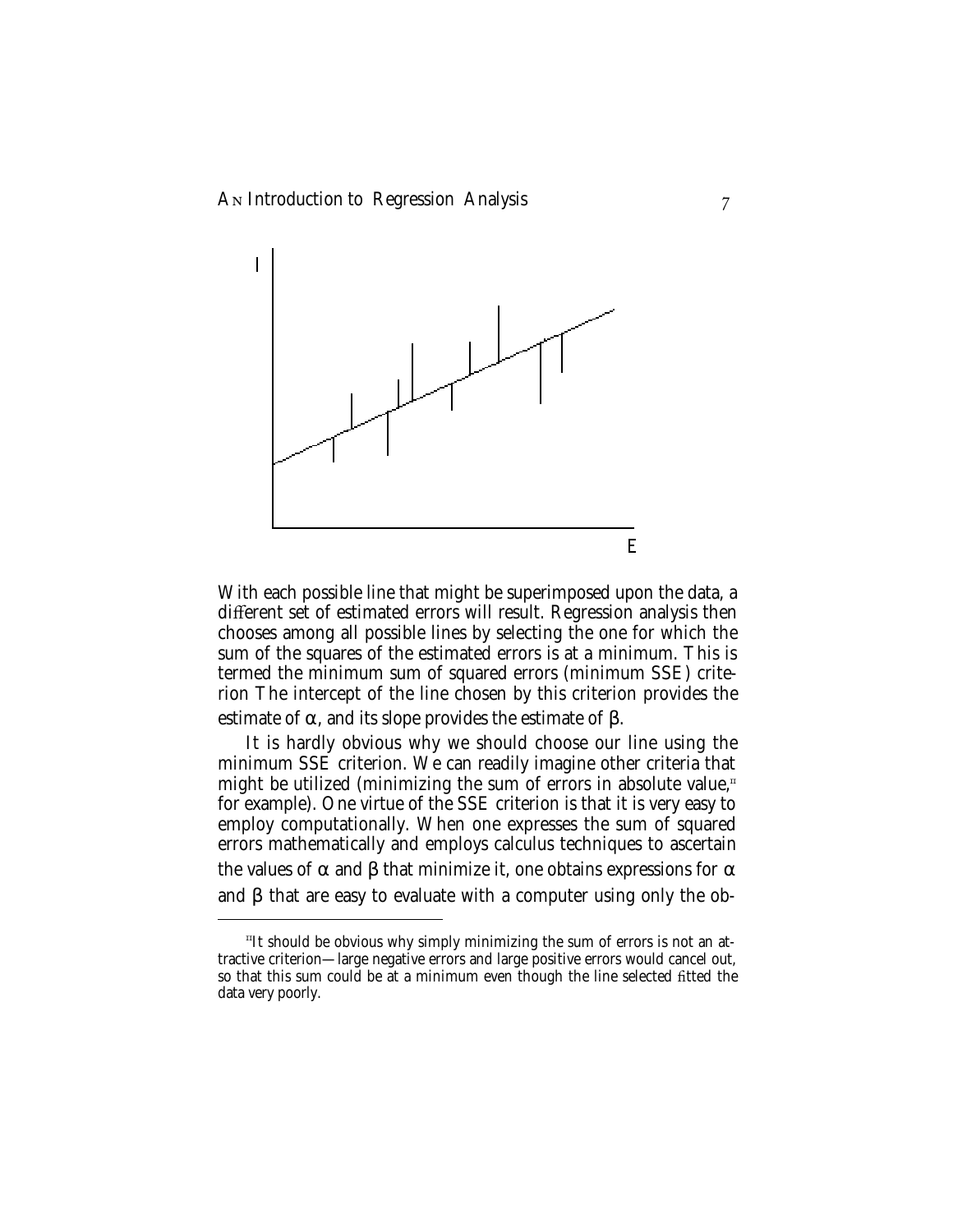With each possible line that might be superimposed upon the data, a different set of estimated errors will result. Regression analysis then chooses among all possible lines by selecting the one for which the sum of the squares of the estimated errors is at a minimum. This is termed the minimum sum of squared errors (minimum SSE) criterion The intercept of the line chosen by this criterion provides the estimate of $\alpha$, and its slope provides the estimate of $\beta$.

It is hardly obvious why we should choose our line using the minimum SSE criterion. We can readily imagine other criteria that might be utilized (minimizing the sum of errors in absolute value,[11] for example). One virtue of the SSE criterion is that it is very easy to employ computationally. When one expresses the sum of squared errors mathematically and employs calculus techniques to ascertain the values of $\alpha$ and $\beta$ that minimize it, one obtains expressions for $\alpha$ and $\beta$ that are easy to evaluate with a computer using only the ob-

[11] It should be obvious why simply minimizing the sum of errors is not an attractive criterion—large negative errors and large positive errors would cancel out, so that this sum could be at a minimum even though the line selected fitted the data very poorly.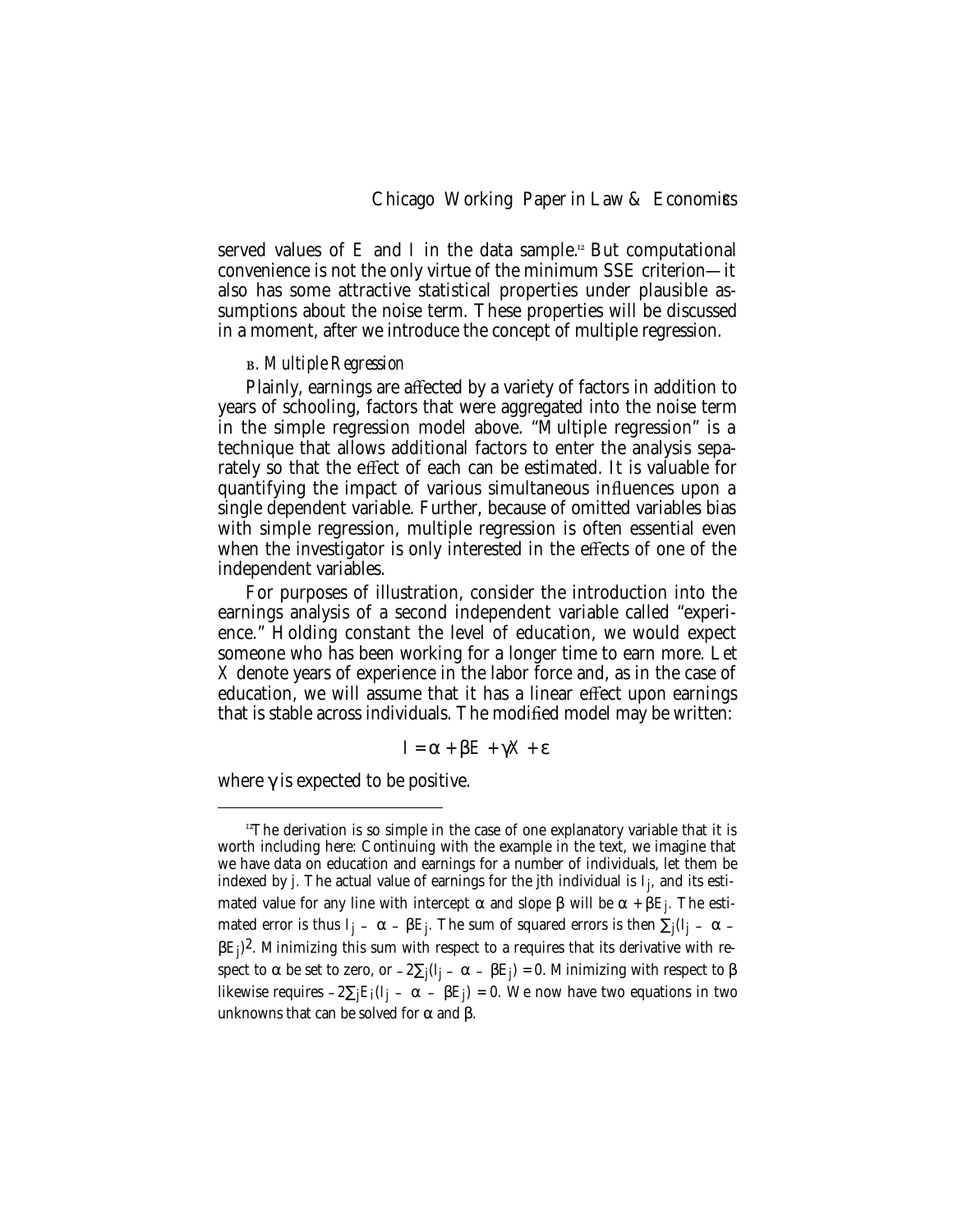served values of $E$ and $I$ in the data sample.[12] But computational convenience is not the only virtue of the minimum SSE criterion—it also has some attractive statistical properties under plausible assumptions about the noise term. These properties will be discussed in a moment, after we introduce the concept of multiple regression.

### B. *Multiple Regression*

Plainly, earnings are affected by a variety of factors in addition to years of schooling, factors that were aggregated into the noise term in the simple regression model above. "Multiple regression" is a technique that allows additional factors to enter the analysis separately so that the effect of each can be estimated. It is valuable for quantifying the impact of various simultaneous influences upon a single dependent variable. Further, because of omitted variables bias with simple regression, multiple regression is often essential even when the investigator is only interested in the effects of one of the independent variables.

For purposes of illustration, consider the introduction into the earnings analysis of a second independent variable called "experience." Holding constant the level of education, we would expect someone who has been working for a longer time to earn more. Let $X$ denote years of experience in the labor force and, as in the case of education, we will assume that it has a linear effect upon earnings that is stable across individuals. The modified model may be written:

$$I = \alpha + \beta E + \gamma X + \varepsilon$$

where $\gamma$ is expected to be positive.

---

[12] The derivation is so simple in the case of one explanatory variable that it is worth including here: Continuing with the example in the text, we imagine that we have data on education and earnings for a number of individuals, let them be indexed by $j$. The actual value of earnings for the jth individual is $I_j$, and its estimated value for any line with intercept $\alpha$ and slope $\beta$ will be $\alpha + \beta E_j$. The estimated error is thus $I_j - \alpha - \beta E_j$. The sum of squared errors is then $\sum_j (I_j - \alpha - \beta E_j)^2$. Minimizing this sum with respect to a requires that its derivative with respect to $\alpha$ be set to zero, or $-2\sum_j (I_j - \alpha - \beta E_j) = 0$. Minimizing with respect to $\beta$ likewise requires $-2\sum_j E_i (I_j - \alpha - \beta E_j) = 0$. We now have two equations in two unknowns that can be solved for $\alpha$ and $\beta$.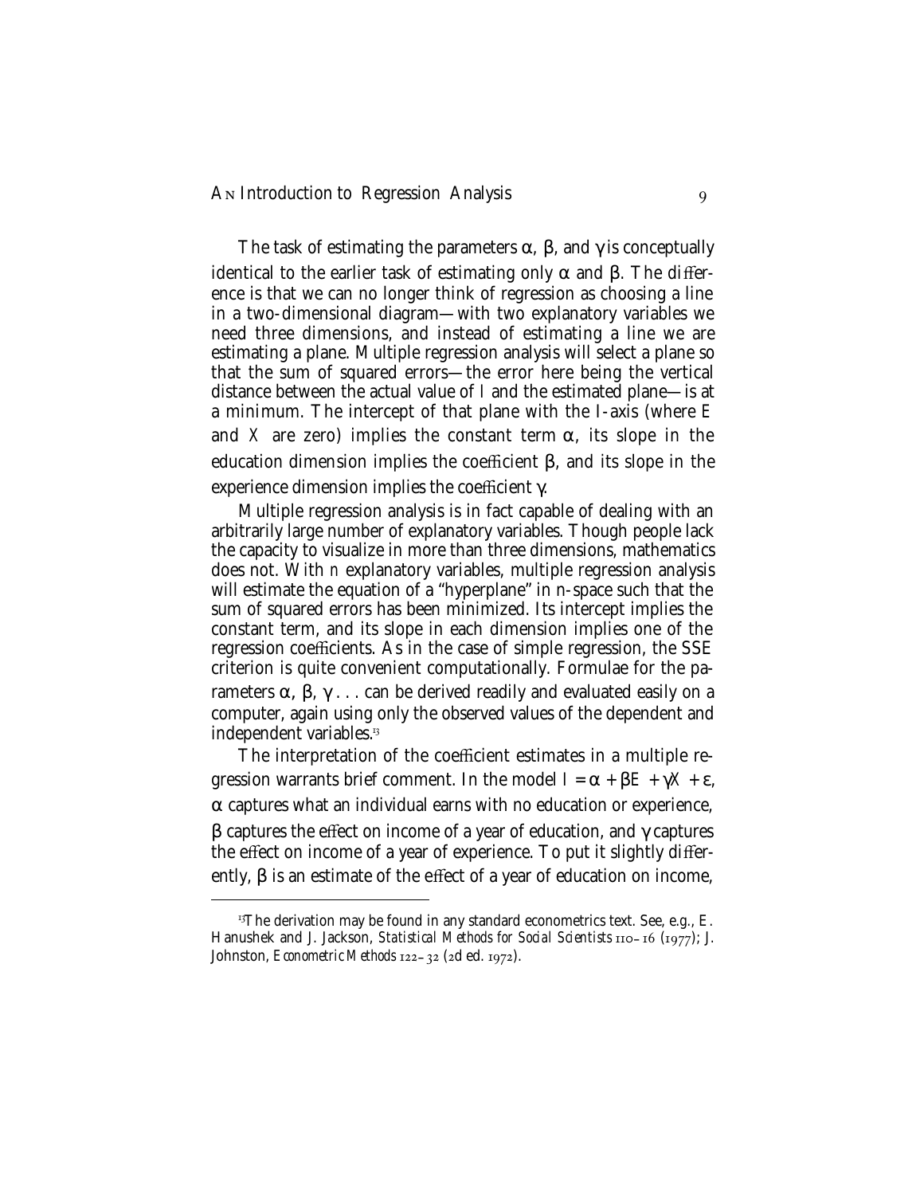The task of estimating the parameters $\alpha$, $\beta$, and $\gamma$ is conceptually identical to the earlier task of estimating only $\alpha$ and $\beta$. The difference is that we can no longer think of regression as choosing a line in a two-dimensional diagram—with two explanatory variables we need three dimensions, and instead of estimating a line we are estimating a plane. Multiple regression analysis will select a plane so that the sum of squared errors—the error here being the vertical distance between the actual value of $I$ and the estimated plane—is at a minimum. The intercept of that plane with the $I$-axis (where $E$ and $X$ are zero) implies the constant term $\alpha$, its slope in the education dimension implies the coefficient $\beta$, and its slope in the experience dimension implies the coefficient $\gamma$.

Multiple regression analysis is in fact capable of dealing with an arbitrarily large number of explanatory variables. Though people lack the capacity to visualize in more than three dimensions, mathematics does not. With $n$ explanatory variables, multiple regression analysis will estimate the equation of a "hyperplane" in $n$-space such that the sum of squared errors has been minimized. Its intercept implies the constant term, and its slope in each dimension implies one of the regression coefficients. As in the case of simple regression, the SSE criterion is quite convenient computationally. Formulae for the parameters $\alpha$, $\beta$, $\gamma$ . . . can be derived readily and evaluated easily on a computer, again using only the observed values of the dependent and independent variables.[13]

The interpretation of the coefficient estimates in a multiple regression warrants brief comment. In the model $I = \alpha + \beta E + \gamma X + \varepsilon$, $\alpha$ captures what an individual earns with no education or experience, $\beta$ captures the effect on income of a year of education, and $\gamma$ captures the effect on income of a year of experience. To put it slightly differently, $\beta$ is an estimate of the effect of a year of education on income,

[13] The derivation may be found in any standard econometrics text. See, e.g., E. Hanushek and J. Jackson, *Statistical Methods for Social Scientists* 110–16 (1977); J. Johnston, *Econometric Methods* 122–32 (2d ed. 1972).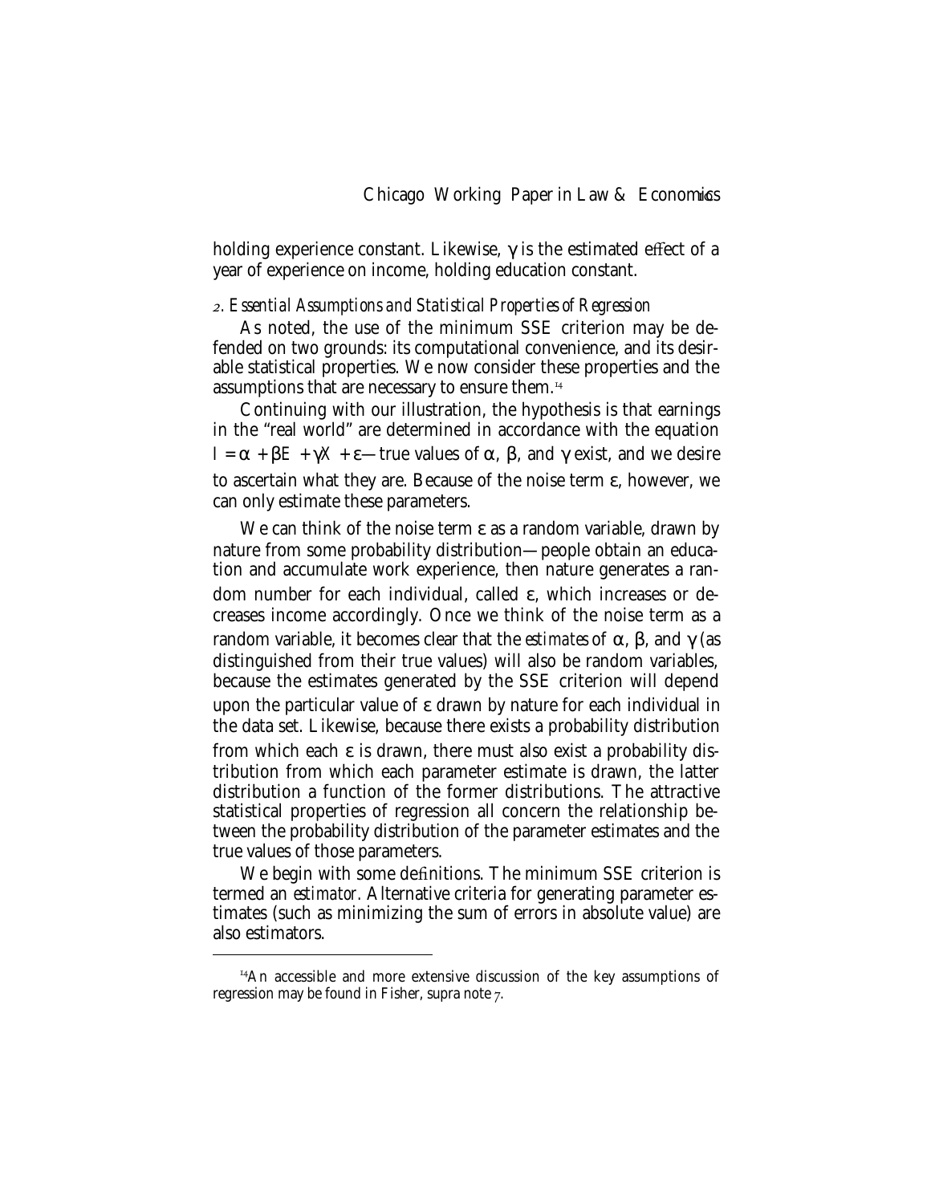holding experience constant. Likewise, $\gamma$ is the estimated effect of a year of experience on income, holding education constant.

### 2. *Essential Assumptions and Statistical Properties of Regression*

As noted, the use of the minimum SSE criterion may be defended on two grounds: its computational convenience, and its desirable statistical properties. We now consider these properties and the assumptions that are necessary to ensure them.[14]

Continuing with our illustration, the hypothesis is that earnings in the "real world" are determined in accordance with the equation $I = \alpha + \beta E + \gamma X + \varepsilon$—true values of $\alpha$, $\beta$, and $\gamma$ exist, and we desire to ascertain what they are. Because of the noise term $\varepsilon$, however, we can only estimate these parameters.

We can think of the noise term $\varepsilon$ as a random variable, drawn by nature from some probability distribution—people obtain an education and accumulate work experience, then nature generates a random number for each individual, called $\varepsilon$, which increases or decreases income accordingly. Once we think of the noise term as a random variable, it becomes clear that the *estimates* of $\alpha$, $\beta$, and $\gamma$ (as distinguished from their true values) will also be random variables, because the estimates generated by the SSE criterion will depend upon the particular value of $\varepsilon$ drawn by nature for each individual in the data set. Likewise, because there exists a probability distribution from which each $\varepsilon$ is drawn, there must also exist a probability distribution from which each parameter estimate is drawn, the latter distribution a function of the former distributions. The attractive statistical properties of regression all concern the relationship between the probability distribution of the parameter estimates and the true values of those parameters.

We begin with some definitions. The minimum SSE criterion is termed an *estimator*. Alternative criteria for generating parameter estimates (such as minimizing the sum of errors in absolute value) are also estimators.

---

[14] An accessible and more extensive discussion of the key assumptions of regression may be found in Fisher, supra note 7.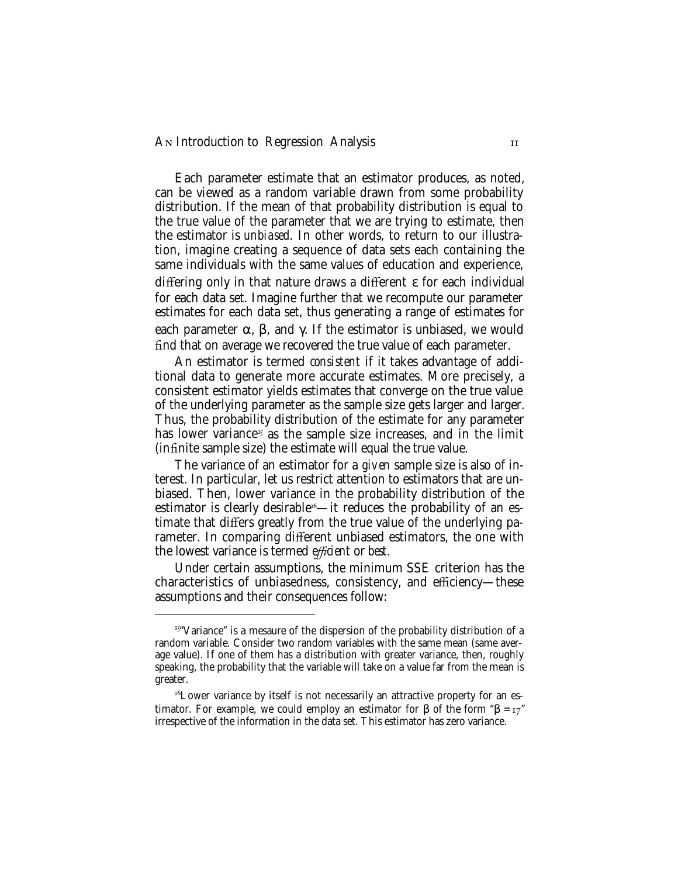Each parameter estimate that an estimator produces, as noted, can be viewed as a random variable drawn from some probability distribution. If the mean of that probability distribution is equal to the true value of the parameter that we are trying to estimate, then the estimator is *unbiased.* In other words, to return to our illustration, imagine creating a sequence of data sets each containing the same individuals with the same values of education and experience, differing only in that nature draws a different $\varepsilon$ for each individual for each data set. Imagine further that we recompute our parameter estimates for each data set, thus generating a range of estimates for each parameter $\alpha$, $\beta$, and $\gamma$. If the estimator is unbiased, we would find that on average we recovered the true value of each parameter.

An estimator is termed *consistent* if it takes advantage of additional data to generate more accurate estimates. More precisely, a consistent estimator yields estimates that converge on the true value of the underlying parameter as the sample size gets larger and larger. Thus, the probability distribution of the estimate for any parameter has lower variance[15] as the sample size increases, and in the limit (infinite sample size) the estimate will equal the true value.

The variance of an estimator for a *given* sample size is also of interest. In particular, let us restrict attention to estimators that are unbiased. Then, lower variance in the probability distribution of the estimator is clearly desirable[16]—it reduces the probability of an estimate that differs greatly from the true value of the underlying parameter. In comparing different unbiased estimators, the one with the lowest variance is termed *efficient* or *best.*

Under certain assumptions, the minimum SSE criterion has the characteristics of unbiasedness, consistency, and efficiency—these assumptions and their consequences follow:

---

[15]"Variance" is a mesaure of the dispersion of the probability distribution of a random variable. Consider two random variables with the same mean (same average value). If one of them has a distribution with greater variance, then, roughly speaking, the probability that the variable will take on a value far from the mean is greater.

[16]Lower variance by itself is not necessarily an attractive property for an estimator. For example, we could employ an estimator for $\beta$ of the form "$\beta = 17$" irrespective of the information in the data set. This estimator has zero variance.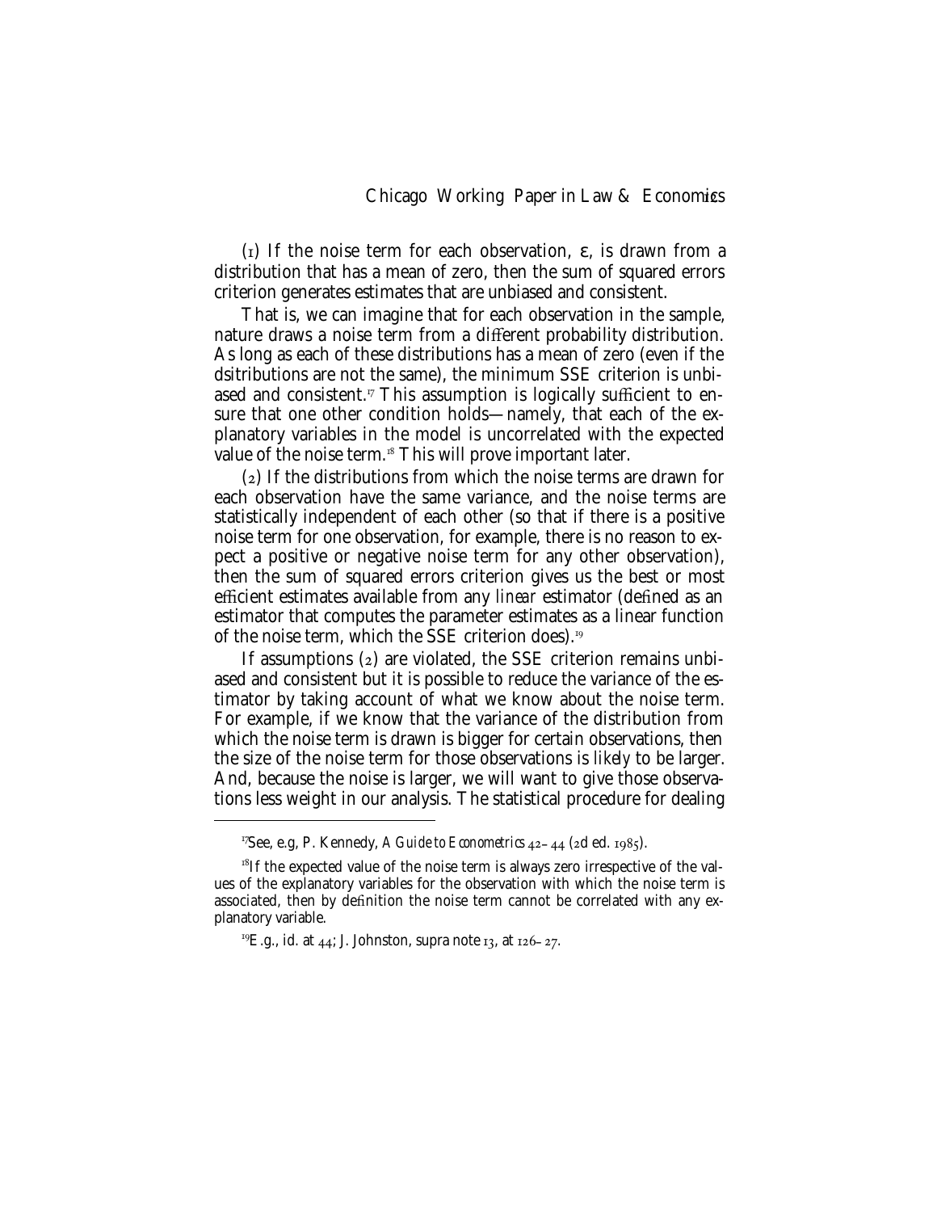(1) If the noise term for each observation, ε, is drawn from a distribution that has a mean of zero, then the sum of squared errors criterion generates estimates that are unbiased and consistent.

That is, we can imagine that for each observation in the sample, nature draws a noise term from a different probability distribution. As long as each of these distributions has a mean of zero (even if the dsitributions are not the same), the minimum SSE criterion is unbiased and consistent.[17] This assumption is logically sufficient to ensure that one other condition holds—namely, that each of the explanatory variables in the model is uncorrelated with the expected value of the noise term.[18] This will prove important later.

(2) If the distributions from which the noise terms are drawn for each observation have the same variance, and the noise terms are statistically independent of each other (so that if there is a positive noise term for one observation, for example, there is no reason to expect a positive or negative noise term for any other observation), then the sum of squared errors criterion gives us the best or most efficient estimates available from any *linear* estimator (defined as an estimator that computes the parameter estimates as a linear function of the noise term, which the SSE criterion does).[19]

If assumptions (2) are violated, the SSE criterion remains unbiased and consistent but it is possible to reduce the variance of the estimator by taking account of what we know about the noise term. For example, if we know that the variance of the distribution from which the noise term is drawn is bigger for certain observations, then the size of the noise term for those observations is *likely* to be larger. And, because the noise is larger, we will want to give those observations less weight in our analysis. The statistical procedure for dealing

---

[17] See, e.g, P. Kennedy, *A Guide to Econometrics* 42–44 (2d ed. 1985).

[18] If the expected value of the noise term is always zero irrespective of the values of the explanatory variables for the observation with which the noise term is associated, then by definition the noise term cannot be correlated with any explanatory variable.

[19] E.g., id. at 44; J. Johnston, supra note 13, at 126–27.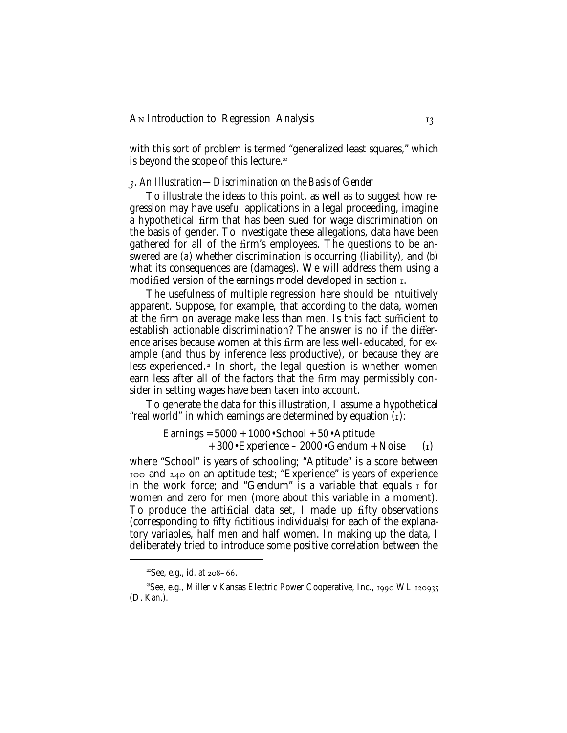with this sort of problem is termed "generalized least squares," which is beyond the scope of this lecture.[20]

### *3. An Illustration—Discrimination on the Basis of Gender*

To illustrate the ideas to this point, as well as to suggest how regression may have useful applications in a legal proceeding, imagine a hypothetical firm that has been sued for wage discrimination on the basis of gender. To investigate these allegations, data have been gathered for all of the firm's employees. The questions to be answered are (a) whether discrimination is occurring (liability), and (b) what its consequences are (damages). We will address them using a modified version of the earnings model developed in section 1.

The usefulness of *multiple* regression here should be intuitively apparent. Suppose, for example, that according to the data, women at the firm on average make less than men. Is this fact sufficient to establish actionable discrimination? The answer is no if the difference arises because women at this firm are less well-educated, for example (and thus by inference less productive), or because they are less experienced.[21] In short, the legal question is whether women earn less after all of the factors that the firm may permissibly consider in setting wages have been taken into account.

To generate the data for this illustration, I assume a hypothetical "real world" in which earnings are determined by equation (1):

$$\text{Earnings} = 5000 + 1000 \cdot \text{School} + 50 \cdot \text{Aptitude} + 300 \cdot \text{Experience} - 2000 \cdot \text{Gendum} + \text{Noise} \quad (1)$$

where "School" is years of schooling; "Aptitude" is a score between 100 and 240 on an aptitude test; "Experience" is years of experience in the work force; and "Gendum" is a variable that equals 1 for women and zero for men (more about this variable in a moment). To produce the artificial data set, I made up fifty observations (corresponding to fifty fictitious individuals) for each of the explanatory variables, half men and half women. In making up the data, I deliberately tried to introduce some positive correlation between the

---

[20] See, e.g., id. at 208–66.

[21] See, e.g., Miller v Kansas Electric Power Cooperative, Inc., 1990 WL 120935 (D. Kan.).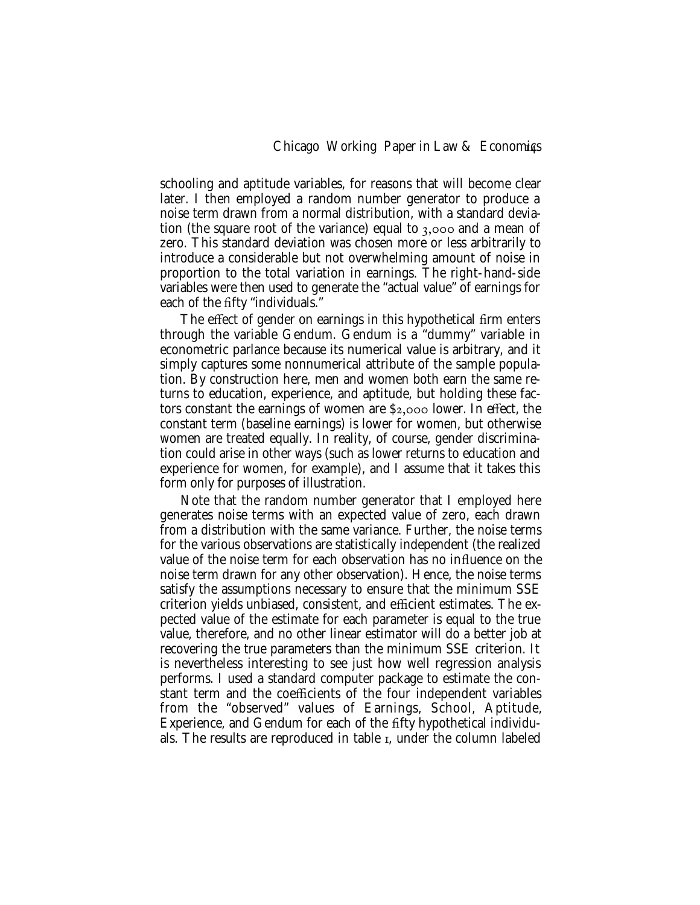schooling and aptitude variables, for reasons that will become clear later. I then employed a random number generator to produce a noise term drawn from a normal distribution, with a standard deviation (the square root of the variance) equal to 3,000 and a mean of zero. This standard deviation was chosen more or less arbitrarily to introduce a considerable but not overwhelming amount of noise in proportion to the total variation in earnings. The right-hand-side variables were then used to generate the "actual value" of earnings for each of the fifty "individuals."

The effect of gender on earnings in this hypothetical firm enters through the variable Gendum. Gendum is a "dummy" variable in econometric parlance because its numerical value is arbitrary, and it simply captures some nonnumerical attribute of the sample population. By construction here, men and women both earn the same returns to education, experience, and aptitude, but holding these factors constant the earnings of women are $2,000 lower. In effect, the constant term (baseline earnings) is lower for women, but otherwise women are treated equally. In reality, of course, gender discrimination could arise in other ways (such as lower returns to education and experience for women, for example), and I assume that it takes this form only for purposes of illustration.

Note that the random number generator that I employed here generates noise terms with an expected value of zero, each drawn from a distribution with the same variance. Further, the noise terms for the various observations are statistically independent (the realized value of the noise term for each observation has no influence on the noise term drawn for any other observation). Hence, the noise terms satisfy the assumptions necessary to ensure that the minimum SSE criterion yields unbiased, consistent, and efficient estimates. The expected value of the estimate for each parameter is equal to the true value, therefore, and no other linear estimator will do a better job at recovering the true parameters than the minimum SSE criterion. It is nevertheless interesting to see just how well regression analysis performs. I used a standard computer package to estimate the constant term and the coefficients of the four independent variables from the "observed" values of Earnings, School, Aptitude, Experience, and Gendum for each of the fifty hypothetical individuals. The results are reproduced in table 1, under the column labeled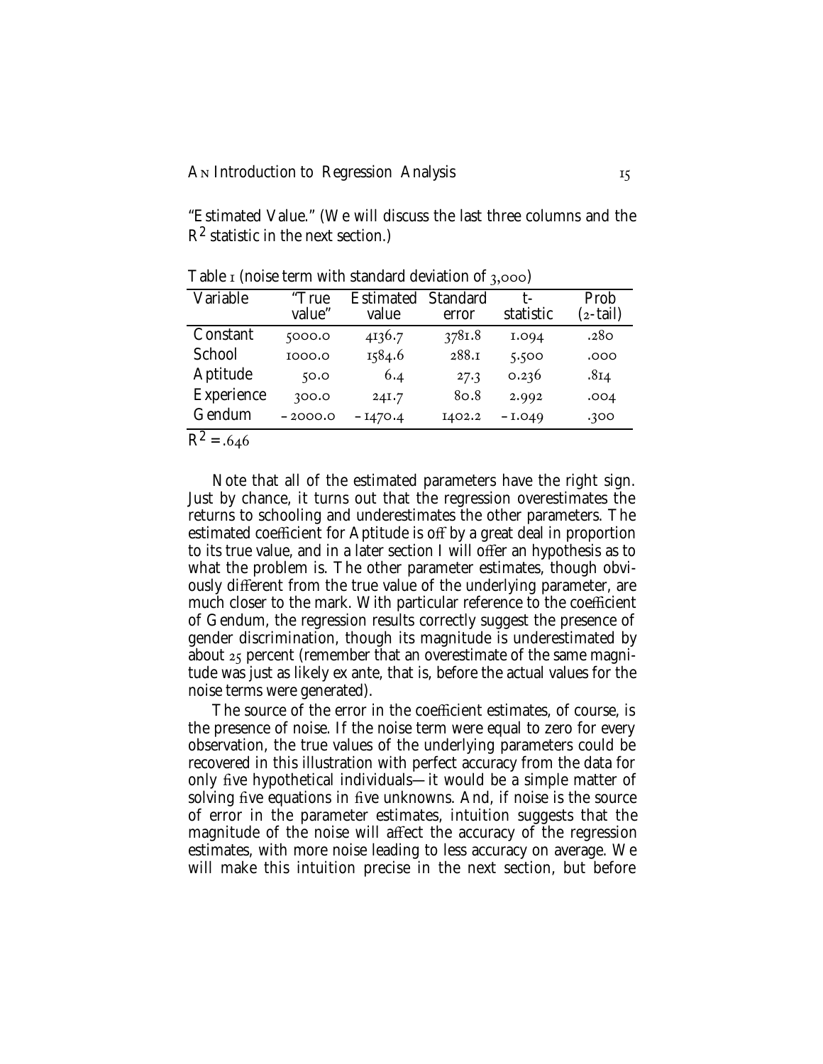"Estimated Value." (We will discuss the last three columns and the $R^2$ statistic in the next section.)

Table 1 (noise term with standard deviation of 3,000)

| Variable | "True value" | Estimated value | Standard error | t-statistic | Prob (2-tail) |
|---|---|---|---|---|---|
| Constant | 5000.0 | 4136.7 | 3781.8 | 1.094 | .280 |
| School | 1000.0 | 1584.6 | 288.1 | 5.500 | .000 |
| Aptitude | 50.0 | 6.4 | 27.3 | 0.236 | .814 |
| Experience | 300.0 | 241.7 | 80.8 | 2.992 | .004 |
| Gendum | −2000.0 | −1470.4 | 1402.2 | −1.049 | .300 |

$R^2 = .646$

Note that all of the estimated parameters have the right sign. Just by chance, it turns out that the regression overestimates the returns to schooling and underestimates the other parameters. The estimated coefficient for Aptitude is off by a great deal in proportion to its true value, and in a later section I will offer an hypothesis as to what the problem is. The other parameter estimates, though obviously different from the true value of the underlying parameter, are much closer to the mark. With particular reference to the coefficient of Gendum, the regression results correctly suggest the presence of gender discrimination, though its magnitude is underestimated by about 25 percent (remember that an overestimate of the same magnitude was just as likely ex ante, that is, before the actual values for the noise terms were generated).

The source of the error in the coefficient estimates, of course, is the presence of noise. If the noise term were equal to zero for every observation, the true values of the underlying parameters could be recovered in this illustration with perfect accuracy from the data for only five hypothetical individuals—it would be a simple matter of solving five equations in five unknowns. And, if noise is the source of error in the parameter estimates, intuition suggests that the magnitude of the noise will affect the accuracy of the regression estimates, with more noise leading to less accuracy on average. We will make this intuition precise in the next section, but before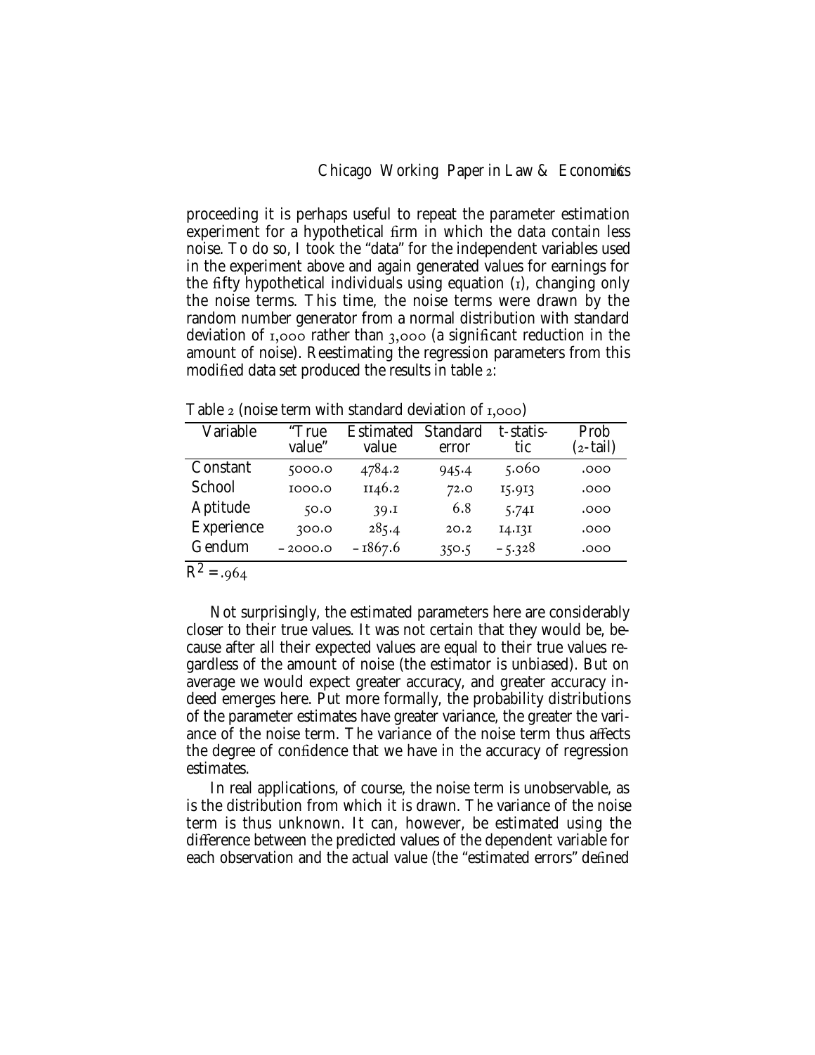proceeding it is perhaps useful to repeat the parameter estimation experiment for a hypothetical firm in which the data contain less noise. To do so, I took the "data" for the independent variables used in the experiment above and again generated values for earnings for the fifty hypothetical individuals using equation (1), changing only the noise terms. This time, the noise terms were drawn by the random number generator from a normal distribution with standard deviation of 1,000 rather than 3,000 (a significant reduction in the amount of noise). Reestimating the regression parameters from this modified data set produced the results in table 2:

Table 2 (noise term with standard deviation of 1,000)

| Variable | "True value" | Estimated value | Standard error | t-statistic | Prob (2-tail) |
|---|---|---|---|---|---|
| Constant | 5000.0 | 4784.2 | 945.4 | 5.060 | .000 |
| School | 1000.0 | 1146.2 | 72.0 | 15.913 | .000 |
| Aptitude | 50.0 | 39.1 | 6.8 | 5.741 | .000 |
| Experience | 300.0 | 285.4 | 20.2 | 14.131 | .000 |
| Gendum | –2000.0 | –1867.6 | 350.5 | –5.328 | .000 |

$R^2 = .964$

Not surprisingly, the estimated parameters here are considerably closer to their true values. It was not certain that they would be, because after all their expected values are equal to their true values regardless of the amount of noise (the estimator is unbiased). But on average we would expect greater accuracy, and greater accuracy indeed emerges here. Put more formally, the probability distributions of the parameter estimates have greater variance, the greater the variance of the noise term. The variance of the noise term thus affects the degree of confidence that we have in the accuracy of regression estimates.

In real applications, of course, the noise term is unobservable, as is the distribution from which it is drawn. The variance of the noise term is thus unknown. It can, however, be estimated using the difference between the predicted values of the dependent variable for each observation and the actual value (the "estimated errors" defined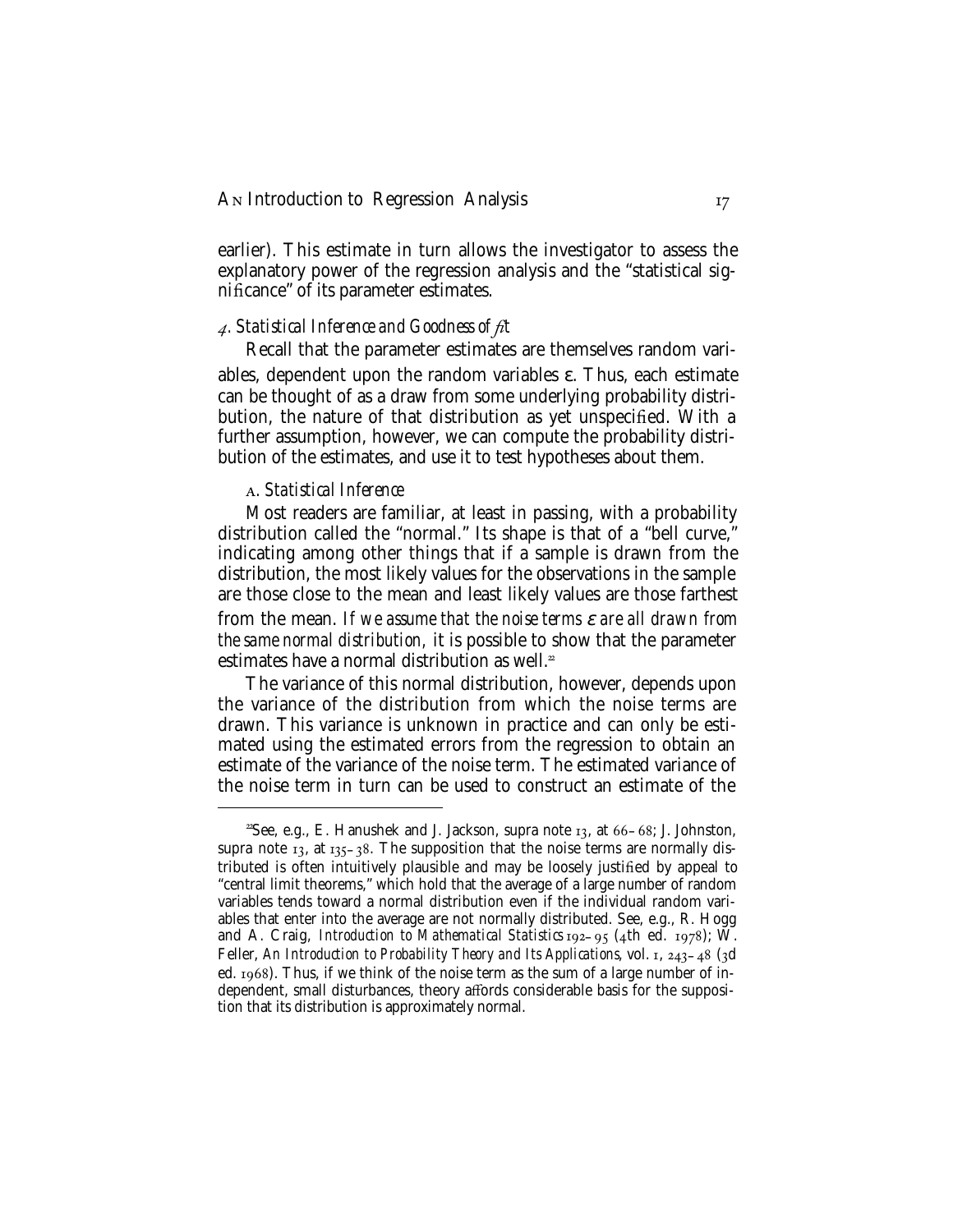earlier). This estimate in turn allows the investigator to assess the explanatory power of the regression analysis and the "statistical significance" of its parameter estimates.

### *4. Statistical Inference and Goodness of fit*

Recall that the parameter estimates are themselves random variables, dependent upon the random variables $\varepsilon$. Thus, each estimate can be thought of as a draw from some underlying probability distribution, the nature of that distribution as yet unspecified. With a further assumption, however, we can compute the probability distribution of the estimates, and use it to test hypotheses about them.

#### A. *Statistical Inference*

Most readers are familiar, at least in passing, with a probability distribution called the "normal." Its shape is that of a "bell curve," indicating among other things that if a sample is drawn from the distribution, the most likely values for the observations in the sample are those close to the mean and least likely values are those farthest from the mean. *If we assume that the noise terms $\varepsilon$ are all drawn from the same normal distribution,* it is possible to show that the parameter estimates have a normal distribution as well.[22]

The variance of this normal distribution, however, depends upon the variance of the distribution from which the noise terms are drawn. This variance is unknown in practice and can only be estimated using the estimated errors from the regression to obtain an estimate of the variance of the noise term. The estimated variance of the noise term in turn can be used to construct an estimate of the

---

[22]See, e.g., E. Hanushek and J. Jackson, supra note 13, at 66–68; J. Johnston, supra note 13, at 135–38. The supposition that the noise terms are normally distributed is often intuitively plausible and may be loosely justified by appeal to "central limit theorems," which hold that the average of a large number of random variables tends toward a normal distribution even if the individual random variables that enter into the average are not normally distributed. See, e.g., R. Hogg and A. Craig, *Introduction to Mathematical Statistics* 192–95 (4th ed. 1978); W. Feller, *An Introduction to Probability Theory and Its Applications,* vol. 1, 243–48 (3d ed. 1968). Thus, if we think of the noise term as the sum of a large number of independent, small disturbances, theory affords considerable basis for the supposition that its distribution is approximately normal.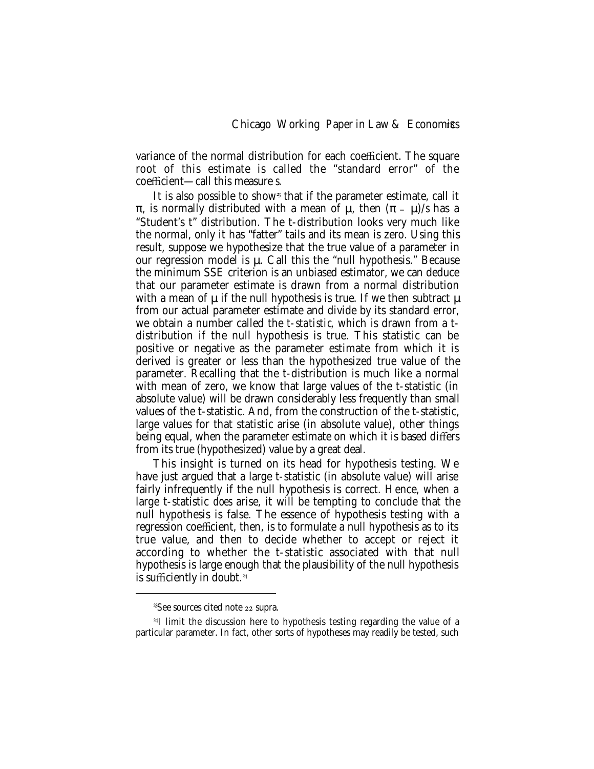variance of the normal distribution for each coefficient. The square root of this estimate is called the "standard error" of the coefficient—call this measure *s*.

It is also possible to show[23] that if the parameter estimate, call it $\pi$, is normally distributed with a mean of $\mu$, then $(\pi - \mu)/s$ has a "Student's t" distribution. The t-distribution looks very much like the normal, only it has "fatter" tails and its mean is zero. Using this result, suppose we hypothesize that the true value of a parameter in our regression model is $\mu$. Call this the "null hypothesis." Because the minimum SSE criterion is an unbiased estimator, we can deduce that our parameter estimate is drawn from a normal distribution with a mean of $\mu$ if the null hypothesis is true. If we then subtract $\mu$ from our actual parameter estimate and divide by its standard error, we obtain a number called the *t-statistic*, which is drawn from a t-distribution if the null hypothesis is true. This statistic can be positive or negative as the parameter estimate from which it is derived is greater or less than the hypothesized true value of the parameter. Recalling that the t-distribution is much like a normal with mean of zero, we know that large values of the t-statistic (in absolute value) will be drawn considerably less frequently than small values of the t-statistic. And, from the construction of the t-statistic, large values for that statistic arise (in absolute value), other things being equal, when the parameter estimate on which it is based differs from its true (hypothesized) value by a great deal.

This insight is turned on its head for hypothesis testing. We have just argued that a large t-statistic (in absolute value) will arise fairly infrequently if the null hypothesis is correct. Hence, when a large t-statistic *does* arise, it will be tempting to conclude that the null hypothesis is false. The essence of hypothesis testing with a regression coefficient, then, is to formulate a null hypothesis as to its true value, and then to decide whether to accept or reject it according to whether the t-statistic associated with that null hypothesis is large enough that the plausibility of the null hypothesis is sufficiently in doubt.[24]

---

[23] See sources cited note 22 supra.

[24] I limit the discussion here to hypothesis testing regarding the value of a particular parameter. In fact, other sorts of hypotheses may readily be tested, such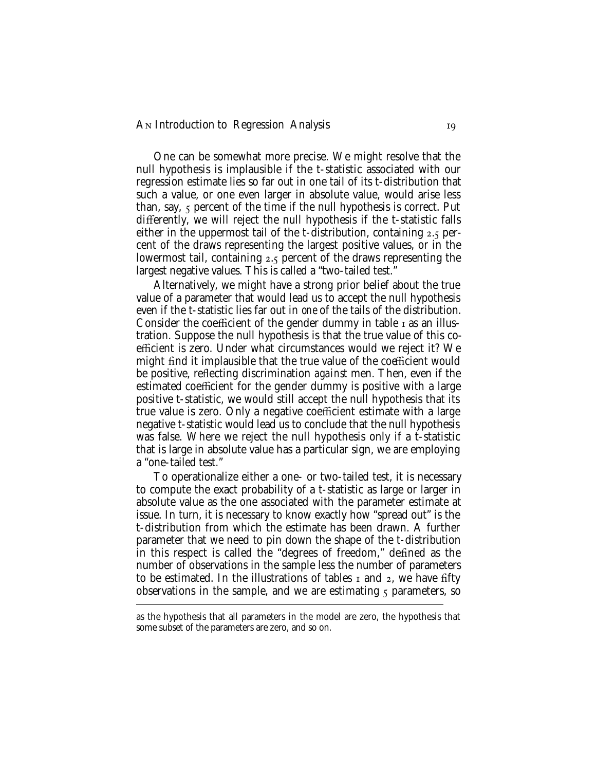One can be somewhat more precise. We might resolve that the null hypothesis is implausible if the t-statistic associated with our regression estimate lies so far out in one tail of its t-distribution that such a value, or one even larger in absolute value, would arise less than, say, 5 percent of the time if the null hypothesis is correct. Put differently, we will reject the null hypothesis if the t-statistic falls either in the uppermost tail of the t-distribution, containing 2.5 percent of the draws representing the largest positive values, or in the lowermost tail, containing 2.5 percent of the draws representing the largest negative values. This is called a "two-tailed test."

Alternatively, we might have a strong prior belief about the true value of a parameter that would lead us to accept the null hypothesis even if the t-statistic lies far out in *one* of the tails of the distribution. Consider the coefficient of the gender dummy in table 1 as an illustration. Suppose the null hypothesis is that the true value of this coefficient is zero. Under what circumstances would we reject it? We might find it implausible that the true value of the coefficient would be positive, reflecting discrimination *against* men. Then, even if the estimated coefficient for the gender dummy is positive with a large positive t-statistic, we would still accept the null hypothesis that its true value is zero. Only a negative coefficient estimate with a large negative t-statistic would lead us to conclude that the null hypothesis was false. Where we reject the null hypothesis only if a t-statistic that is large in absolute value has a particular sign, we are employing a "one-tailed test."

To operationalize either a one- or two-tailed test, it is necessary to compute the exact probability of a t-statistic as large or larger in absolute value as the one associated with the parameter estimate at issue. In turn, it is necessary to know exactly how "spread out" is the t-distribution from which the estimate has been drawn. A further parameter that we need to pin down the shape of the t-distribution in this respect is called the "degrees of freedom," defined as the number of observations in the sample less the number of parameters to be estimated. In the illustrations of tables 1 and 2, we have fifty observations in the sample, and we are estimating 5 parameters, so

---

as the hypothesis that all parameters in the model are zero, the hypothesis that some subset of the parameters are zero, and so on.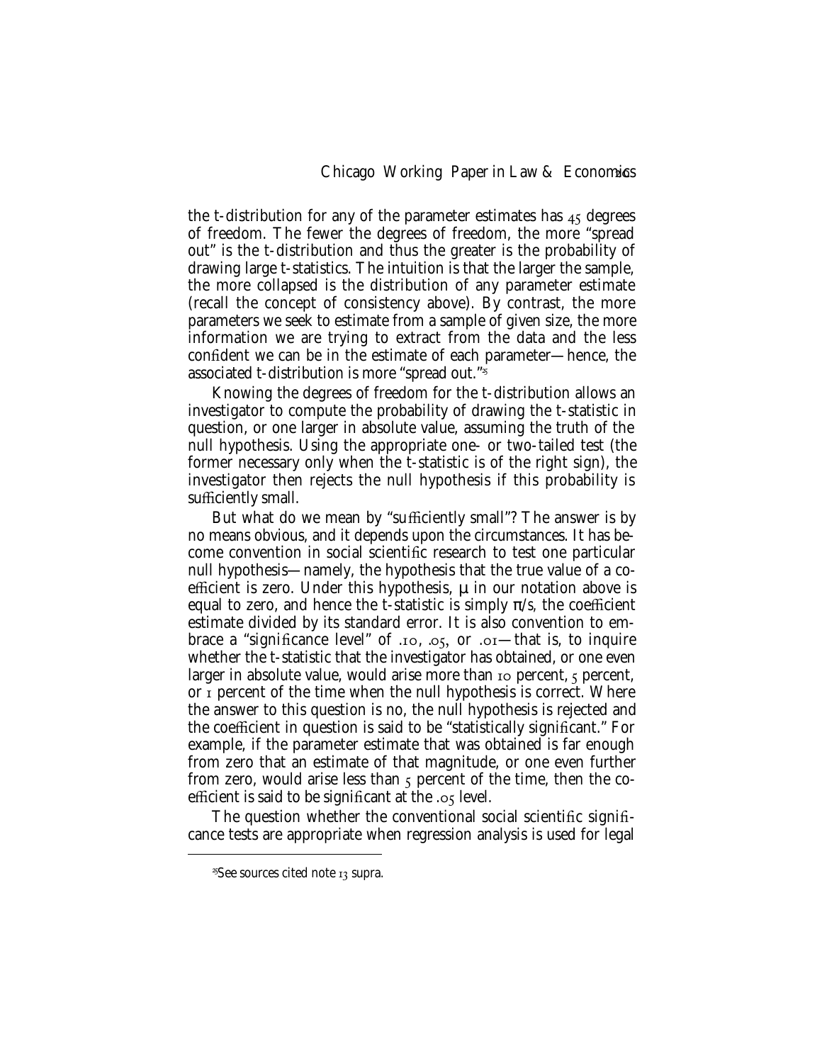the t-distribution for any of the parameter estimates has 45 degrees of freedom. The fewer the degrees of freedom, the more "spread out" is the t-distribution and thus the greater is the probability of drawing large t-statistics. The intuition is that the larger the sample, the more collapsed is the distribution of any parameter estimate (recall the concept of consistency above). By contrast, the more parameters we seek to estimate from a sample of given size, the more information we are trying to extract from the data and the less confident we can be in the estimate of each parameter—hence, the associated t-distribution is more "spread out."[25]

Knowing the degrees of freedom for the t-distribution allows an investigator to compute the probability of drawing the t-statistic in question, or one larger in absolute value, assuming the truth of the null hypothesis. Using the appropriate one- or two-tailed test (the former necessary only when the t-statistic is of the right sign), the investigator then rejects the null hypothesis if this probability is sufficiently small.

But what do we mean by "sufficiently small"? The answer is by no means obvious, and it depends upon the circumstances. It has become convention in social scientific research to test one particular null hypothesis—namely, the hypothesis that the true value of a coefficient is zero. Under this hypothesis, $\mu$ in our notation above is equal to zero, and hence the t-statistic is simply $\pi/s$, the coefficient estimate divided by its standard error. It is also convention to embrace a "significance level" of .10, .05, or .01—that is, to inquire whether the t-statistic that the investigator has obtained, or one even larger in absolute value, would arise more than 10 percent, 5 percent, or 1 percent of the time when the null hypothesis is correct. Where the answer to this question is no, the null hypothesis is rejected and the coefficient in question is said to be "statistically significant." For example, if the parameter estimate that was obtained is far enough from zero that an estimate of that magnitude, or one even further from zero, would arise less than 5 percent of the time, then the coefficient is said to be significant at the .05 level.

The question whether the conventional social scientific significance tests are appropriate when regression analysis is used for legal

---

[25] See sources cited note 13 supra.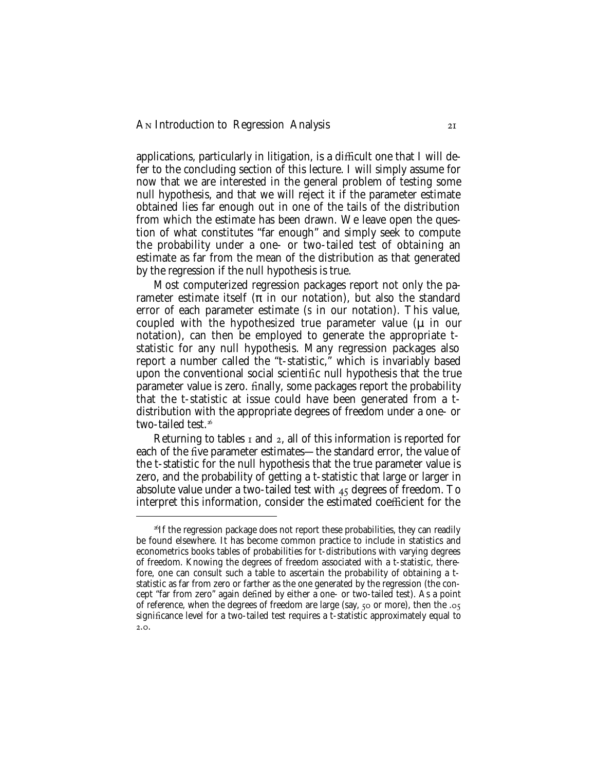applications, particularly in litigation, is a difficult one that I will defer to the concluding section of this lecture. I will simply assume for now that we are interested in the general problem of testing some null hypothesis, and that we will reject it if the parameter estimate obtained lies far enough out in one of the tails of the distribution from which the estimate has been drawn. We leave open the question of what constitutes "far enough" and simply seek to compute the probability under a one- or two-tailed test of obtaining an estimate as far from the mean of the distribution as that generated by the regression if the null hypothesis is true.

Most computerized regression packages report not only the parameter estimate itself ($\pi$ in our notation), but also the standard error of each parameter estimate ($s$ in our notation). This value, coupled with the hypothesized true parameter value ($\mu$ in our notation), can then be employed to generate the appropriate t-statistic for any null hypothesis. Many regression packages also report a number called the "t-statistic," which is invariably based upon the conventional social scientific null hypothesis that the true parameter value is zero. finally, some packages report the probability that the t-statistic at issue could have been generated from a t-distribution with the appropriate degrees of freedom under a one- or two-tailed test.[26]

Returning to tables 1 and 2, all of this information is reported for each of the five parameter estimates—the standard error, the value of the t-statistic for the null hypothesis that the true parameter value is zero, and the probability of getting a t-statistic that large or larger in absolute value under a two-tailed test with 45 degrees of freedom. To interpret this information, consider the estimated coefficient for the

[26] If the regression package does not report these probabilities, they can readily be found elsewhere. It has become common practice to include in statistics and econometrics books tables of probabilities for t-distributions with varying degrees of freedom. Knowing the degrees of freedom associated with a t-statistic, therefore, one can consult such a table to ascertain the probability of obtaining a t-statistic as far from zero or farther as the one generated by the regression (the concept "far from zero" again defined by either a one- or two-tailed test). As a point of reference, when the degrees of freedom are large (say, 50 or more), then the .05 significance level for a two-tailed test requires a t-statistic approximately equal to 2.0.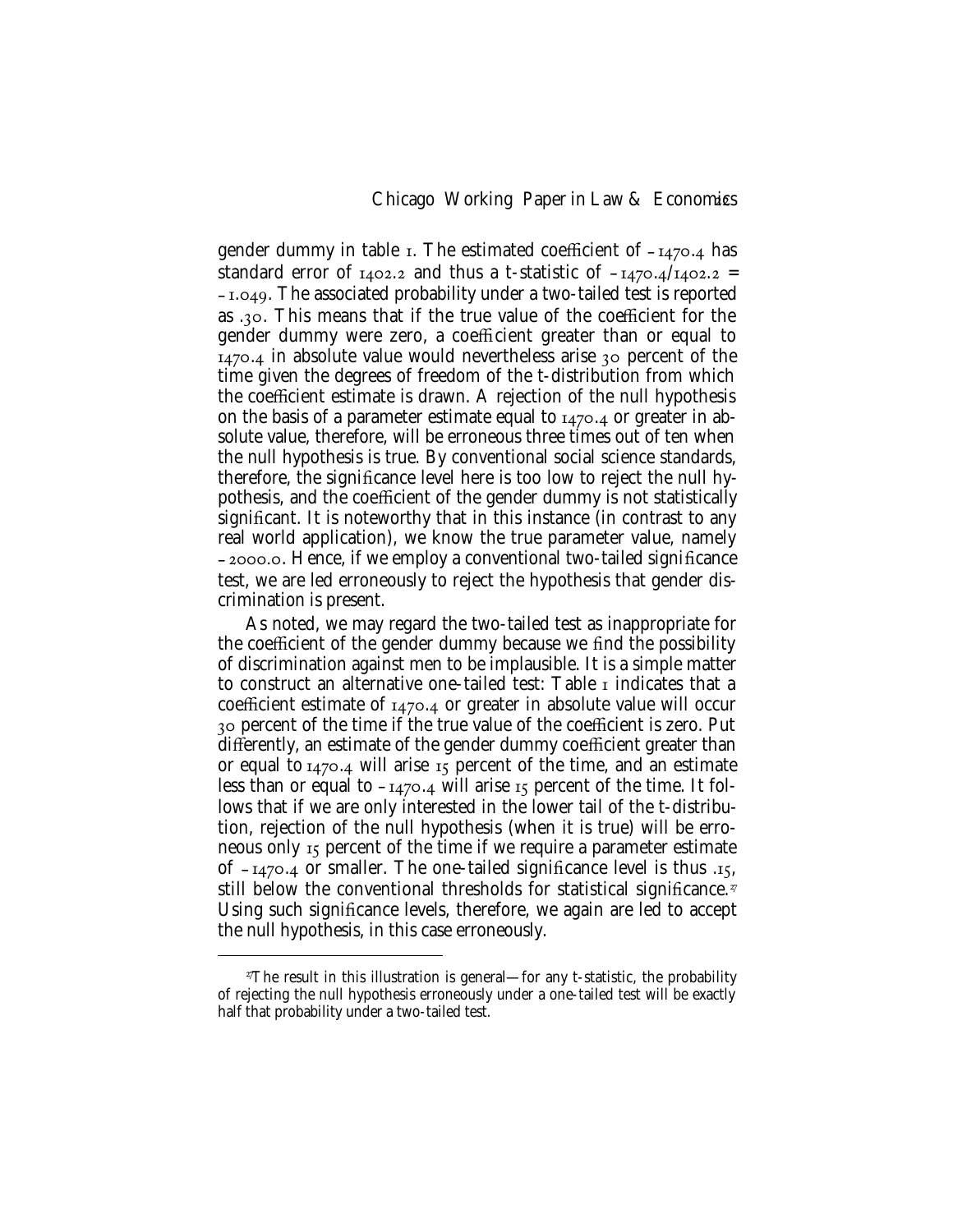gender dummy in table 1. The estimated coefficient of –1470.4 has standard error of 1402.2 and thus a t-statistic of $-1470.4/1402.2 = -1.049$. The associated probability under a two-tailed test is reported as .30. This means that if the true value of the coefficient for the gender dummy were zero, a coefficient greater than or equal to 1470.4 in absolute value would nevertheless arise 30 percent of the time given the degrees of freedom of the t-distribution from which the coefficient estimate is drawn. A rejection of the null hypothesis on the basis of a parameter estimate equal to 1470.4 or greater in absolute value, therefore, will be erroneous three times out of ten when the null hypothesis is true. By conventional social science standards, therefore, the significance level here is too low to reject the null hypothesis, and the coefficient of the gender dummy is not statistically significant. It is noteworthy that in this instance (in contrast to any real world application), we know the true parameter value, namely –2000.0. Hence, if we employ a conventional two-tailed significance test, we are led erroneously to reject the hypothesis that gender discrimination is present.

As noted, we may regard the two-tailed test as inappropriate for the coefficient of the gender dummy because we find the possibility of discrimination against men to be implausible. It is a simple matter to construct an alternative one-tailed test: Table 1 indicates that a coefficient estimate of 1470.4 or greater in absolute value will occur 30 percent of the time if the true value of the coefficient is zero. Put differently, an estimate of the gender dummy coefficient greater than or equal to 1470.4 will arise 15 percent of the time, and an estimate less than or equal to –1470.4 will arise 15 percent of the time. It follows that if we are only interested in the lower tail of the t-distribution, rejection of the null hypothesis (when it is true) will be erroneous only 15 percent of the time if we require a parameter estimate of –1470.4 or smaller. The one-tailed significance level is thus .15, still below the conventional thresholds for statistical significance.[27] Using such significance levels, therefore, we again are led to accept the null hypothesis, in this case erroneously.

[27] The result in this illustration is general—for any t-statistic, the probability of rejecting the null hypothesis erroneously under a one-tailed test will be exactly half that probability under a two-tailed test.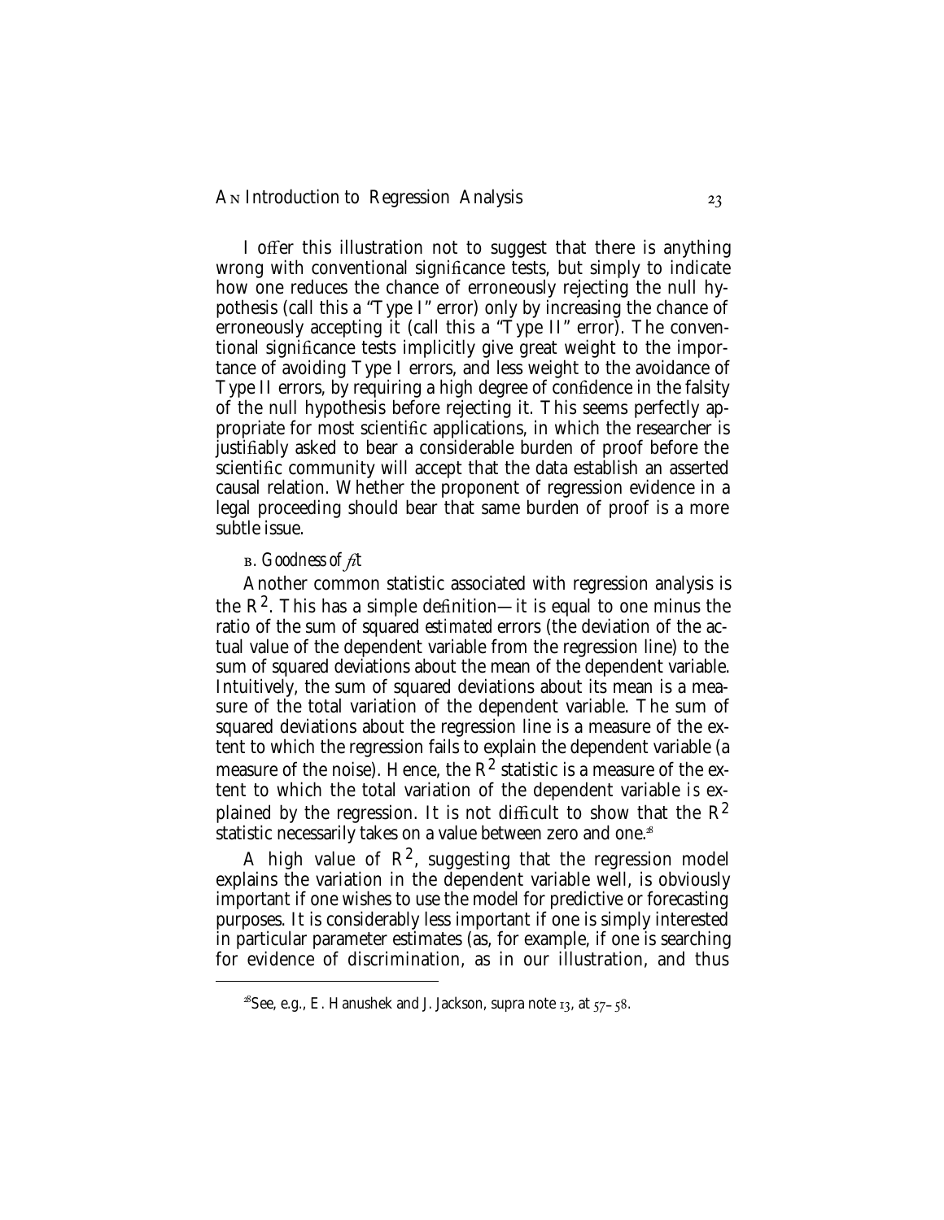I offer this illustration not to suggest that there is anything wrong with conventional significance tests, but simply to indicate how one reduces the chance of erroneously rejecting the null hypothesis (call this a "Type I" error) only by increasing the chance of erroneously accepting it (call this a "Type II" error). The conventional significance tests implicitly give great weight to the importance of avoiding Type I errors, and less weight to the avoidance of Type II errors, by requiring a high degree of confidence in the falsity of the null hypothesis before rejecting it. This seems perfectly appropriate for most scientific applications, in which the researcher is justifiably asked to bear a considerable burden of proof before the scientific community will accept that the data establish an asserted causal relation. Whether the proponent of regression evidence in a legal proceeding should bear that same burden of proof is a more subtle issue.

### B. *Goodness of fit*

Another common statistic associated with regression analysis is the $R^2$. This has a simple definition—it is equal to one minus the ratio of the sum of squared *estimated* errors (the deviation of the actual value of the dependent variable from the regression line) to the sum of squared deviations about the mean of the dependent variable. Intuitively, the sum of squared deviations about its mean is a measure of the total variation of the dependent variable. The sum of squared deviations about the regression line is a measure of the extent to which the regression fails to explain the dependent variable (a measure of the noise). Hence, the $R^2$ statistic is a measure of the extent to which the total variation of the dependent variable is explained by the regression. It is not difficult to show that the $R^2$ statistic necessarily takes on a value between zero and one.[28]

A high value of $R^2$, suggesting that the regression model explains the variation in the dependent variable well, is obviously important if one wishes to use the model for predictive or forecasting purposes. It is considerably less important if one is simply interested in particular parameter estimates (as, for example, if one is searching for evidence of discrimination, as in our illustration, and thus

[28] See, e.g., E. Hanushek and J. Jackson, supra note 13, at 57–58.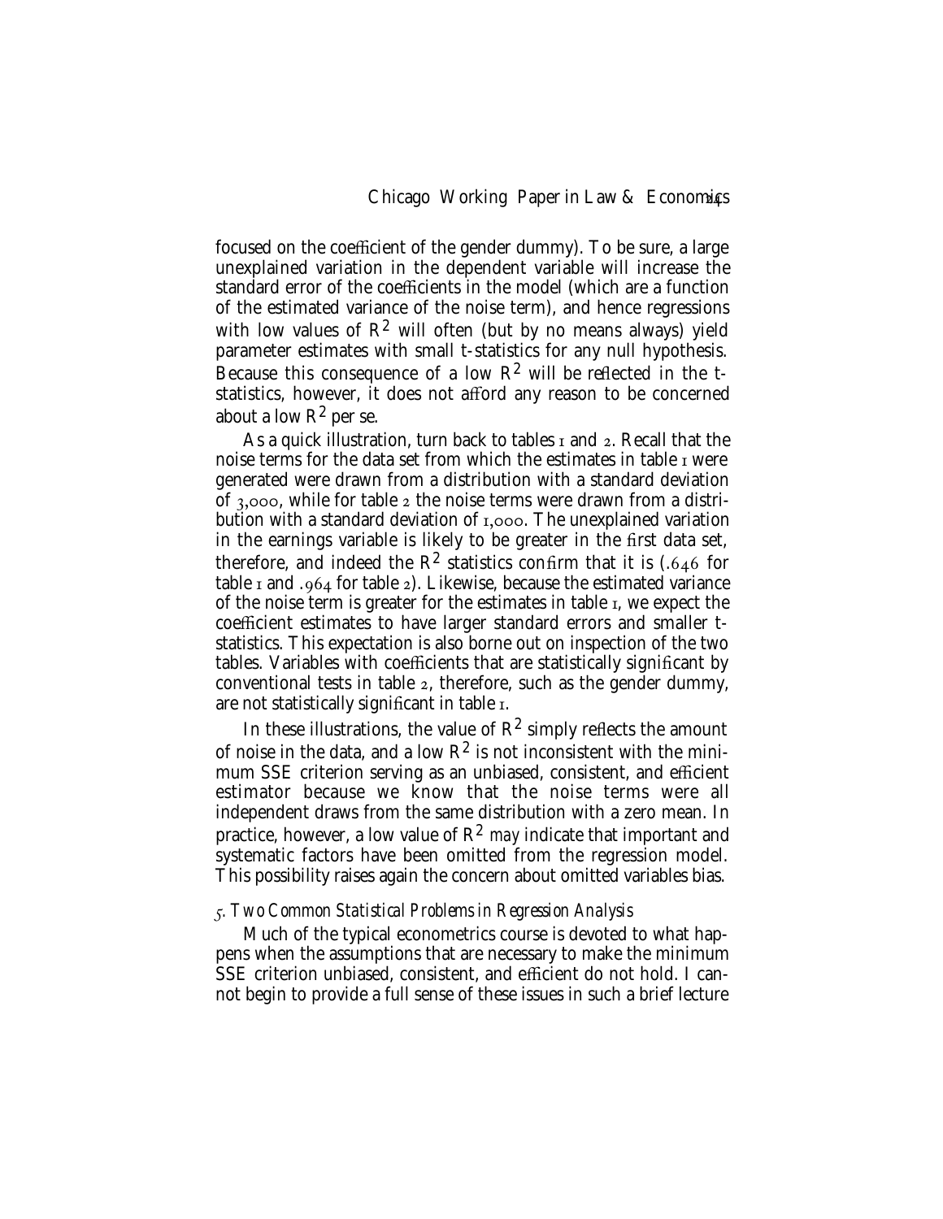focused on the coefficient of the gender dummy). To be sure, a large unexplained variation in the dependent variable will increase the standard error of the coefficients in the model (which are a function of the estimated variance of the noise term), and hence regressions with low values of $R^2$ will often (but by no means always) yield parameter estimates with small t-statistics for any null hypothesis. Because this consequence of a low $R^2$ will be reflected in the t-statistics, however, it does not afford any reason to be concerned about a low $R^2$ per se.

As a quick illustration, turn back to tables 1 and 2. Recall that the noise terms for the data set from which the estimates in table 1 were generated were drawn from a distribution with a standard deviation of 3,000, while for table 2 the noise terms were drawn from a distribution with a standard deviation of 1,000. The unexplained variation in the earnings variable is likely to be greater in the first data set, therefore, and indeed the $R^2$ statistics confirm that it is (.646 for table 1 and .964 for table 2). Likewise, because the estimated variance of the noise term is greater for the estimates in table 1, we expect the coefficient estimates to have larger standard errors and smaller t-statistics. This expectation is also borne out on inspection of the two tables. Variables with coefficients that are statistically significant by conventional tests in table 2, therefore, such as the gender dummy, are not statistically significant in table 1.

In these illustrations, the value of $R^2$ simply reflects the amount of noise in the data, and a low $R^2$ is not inconsistent with the minimum SSE criterion serving as an unbiased, consistent, and efficient estimator because we know that the noise terms were all independent draws from the same distribution with a zero mean. In practice, however, a low value of $R^2$ *may* indicate that important and systematic factors have been omitted from the regression model. This possibility raises again the concern about omitted variables bias.

### *5. Two Common Statistical Problems in Regression Analysis*

Much of the typical econometrics course is devoted to what happens when the assumptions that are necessary to make the minimum SSE criterion unbiased, consistent, and efficient do not hold. I cannot begin to provide a full sense of these issues in such a brief lecture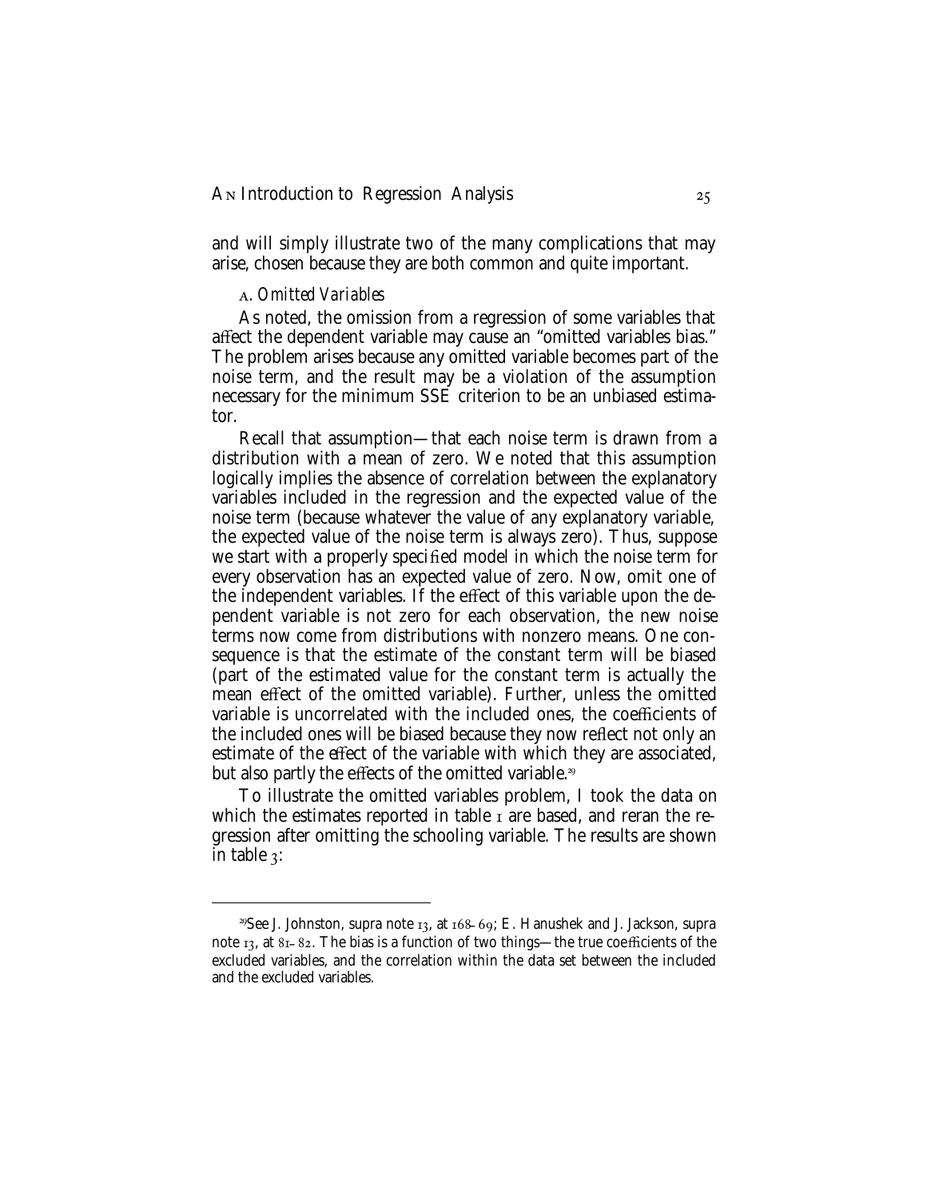and will simply illustrate two of the many complications that may arise, chosen because they are both common and quite important.

### A. *Omitted Variables*

As noted, the omission from a regression of some variables that affect the dependent variable may cause an "omitted variables bias." The problem arises because any omitted variable becomes part of the noise term, and the result may be a violation of the assumption necessary for the minimum SSE criterion to be an unbiased estimator.

Recall that assumption—that each noise term is drawn from a distribution with a mean of zero. We noted that this assumption logically implies the absence of correlation between the explanatory variables included in the regression and the expected value of the noise term (because whatever the value of any explanatory variable, the expected value of the noise term is always zero). Thus, suppose we start with a properly specified model in which the noise term for every observation has an expected value of zero. Now, omit one of the independent variables. If the effect of this variable upon the dependent variable is not zero for each observation, the new noise terms now come from distributions with nonzero means. One consequence is that the estimate of the constant term will be biased (part of the estimated value for the constant term is actually the mean effect of the omitted variable). Further, unless the omitted variable is uncorrelated with the included ones, the coefficients of the included ones will be biased because they now reflect not only an estimate of the effect of the variable with which they are associated, but also partly the effects of the omitted variable.[29]

To illustrate the omitted variables problem, I took the data on which the estimates reported in table 1 are based, and reran the regression after omitting the schooling variable. The results are shown in table 3:

---

[29] See J. Johnston, supra note 13, at 168–69; E. Hanushek and J. Jackson, supra note 13, at 81–82. The bias is a function of two things—the true coefficients of the excluded variables, and the correlation within the data set between the included and the excluded variables.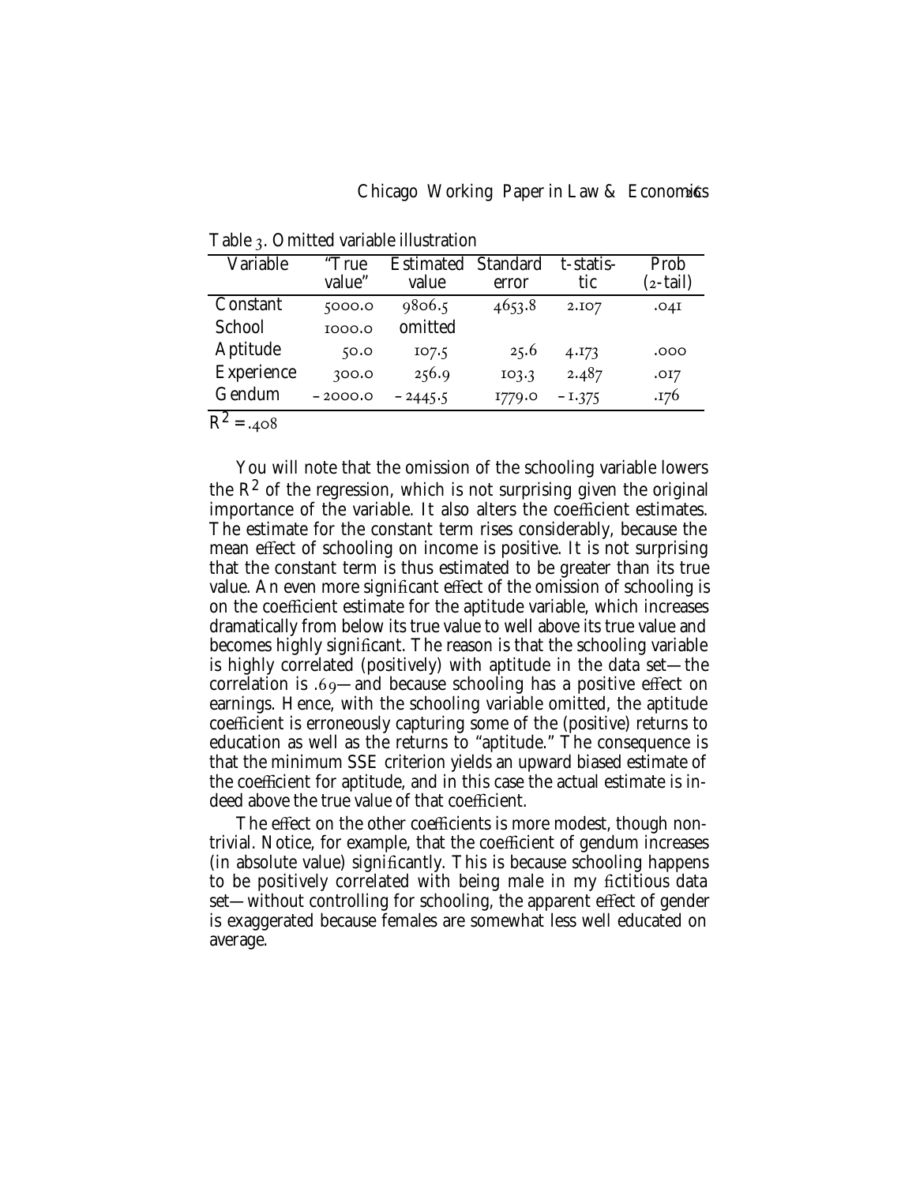Table 3. Omitted variable illustration

| Variable | "True value" | Estimated value | Standard error | t-statistic | Prob (2-tail) |
|---|---|---|---|---|---|
| Constant | 5000.0 | 9806.5 | 4653.8 | 2.107 | .041 |
| School | 1000.0 | omitted | | | |
| Aptitude | 50.0 | 107.5 | 25.6 | 4.173 | .000 |
| Experience | 300.0 | 256.9 | 103.3 | 2.487 | .017 |
| Gendum | −2000.0 | −2445.5 | 1779.0 | −1.375 | .176 |

$R^2 = .408$

You will note that the omission of the schooling variable lowers the $R^2$ of the regression, which is not surprising given the original importance of the variable. It also alters the coefficient estimates. The estimate for the constant term rises considerably, because the mean effect of schooling on income is positive. It is not surprising that the constant term is thus estimated to be greater than its true value. An even more significant effect of the omission of schooling is on the coefficient estimate for the aptitude variable, which increases dramatically from below its true value to well above its true value and becomes highly significant. The reason is that the schooling variable is highly correlated (positively) with aptitude in the data set—the correlation is .69—and because schooling has a positive effect on earnings. Hence, with the schooling variable omitted, the aptitude coefficient is erroneously capturing some of the (positive) returns to education as well as the returns to "aptitude." The consequence is that the minimum SSE criterion yields an upward biased estimate of the coefficient for aptitude, and in this case the actual estimate is indeed above the true value of that coefficient.

The effect on the other coefficients is more modest, though nontrivial. Notice, for example, that the coefficient of gendum increases (in absolute value) significantly. This is because schooling happens to be positively correlated with being male in my fictitious data set—without controlling for schooling, the apparent effect of gender is exaggerated because females are somewhat less well educated on average.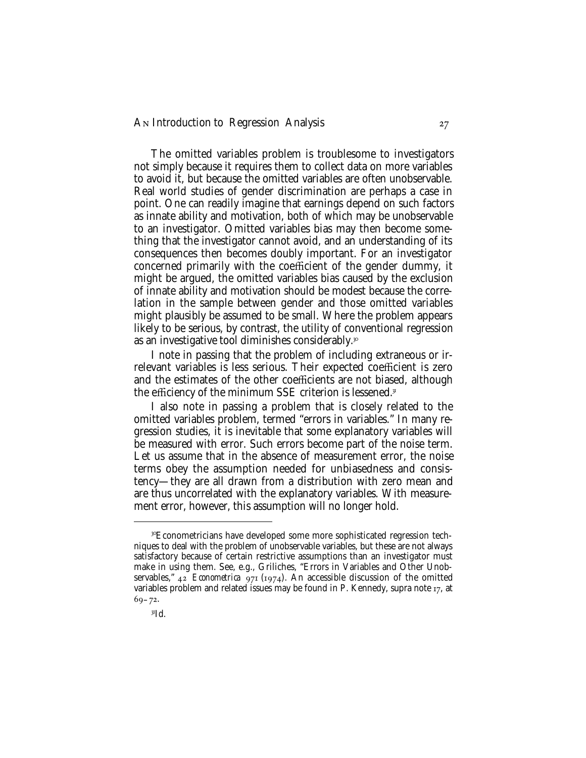The omitted variables problem is troublesome to investigators not simply because it requires them to collect data on more variables to avoid it, but because the omitted variables are often unobservable. Real world studies of gender discrimination are perhaps a case in point. One can readily imagine that earnings depend on such factors as innate ability and motivation, both of which may be unobservable to an investigator. Omitted variables bias may then become something that the investigator cannot avoid, and an understanding of its consequences then becomes doubly important. For an investigator concerned primarily with the coefficient of the gender dummy, it might be argued, the omitted variables bias caused by the exclusion of innate ability and motivation should be modest because the correlation in the sample between gender and those omitted variables might plausibly be assumed to be small. Where the problem appears likely to be serious, by contrast, the utility of conventional regression as an investigative tool diminishes considerably.[30]

I note in passing that the problem of including extraneous or irrelevant variables is less serious. Their expected coefficient is zero and the estimates of the other coefficients are not biased, although the efficiency of the minimum SSE criterion is lessened.[31]

I also note in passing a problem that is closely related to the omitted variables problem, termed "errors in variables." In many regression studies, it is inevitable that some explanatory variables will be measured with error. Such errors become part of the noise term. Let us assume that in the absence of measurement error, the noise terms obey the assumption needed for unbiasedness and consistency—they are all drawn from a distribution with zero mean and are thus uncorrelated with the explanatory variables. With measurement error, however, this assumption will no longer hold.

---

[30] Econometricians have developed some more sophisticated regression techniques to deal with the problem of unobservable variables, but these are not always satisfactory because of certain restrictive assumptions than an investigator must make in using them. See, e.g., Griliches, "Errors in Variables and Other Unobservables," 42 *Econometrica* 971 (1974). An accessible discussion of the omitted variables problem and related issues may be found in P. Kennedy, supra note 17, at 69–72.

[31] Id.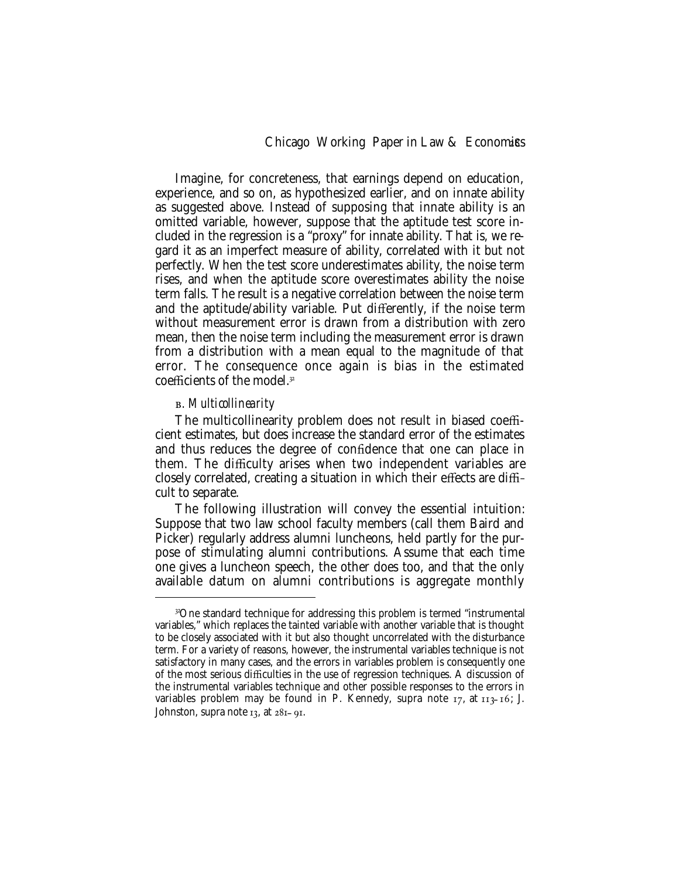Imagine, for concreteness, that earnings depend on education, experience, and so on, as hypothesized earlier, and on innate ability as suggested above. Instead of supposing that innate ability is an omitted variable, however, suppose that the aptitude test score included in the regression is a "proxy" for innate ability. That is, we regard it as an imperfect measure of ability, correlated with it but not perfectly. When the test score underestimates ability, the noise term rises, and when the aptitude score overestimates ability the noise term falls. The result is a negative correlation between the noise term and the aptitude/ability variable. Put differently, if the noise term without measurement error is drawn from a distribution with zero mean, then the noise term including the measurement error is drawn from a distribution with a mean equal to the magnitude of that error. The consequence once again is bias in the estimated coefficients of the model.[32]

### B. *Multicollinearity*

The multicollinearity problem does not result in biased coefficient estimates, but does increase the standard error of the estimates and thus reduces the degree of confidence that one can place in them. The difficulty arises when two independent variables are closely correlated, creating a situation in which their effects are difficult to separate.

The following illustration will convey the essential intuition: Suppose that two law school faculty members (call them Baird and Picker) regularly address alumni luncheons, held partly for the purpose of stimulating alumni contributions. Assume that each time one gives a luncheon speech, the other does too, and that the only available datum on alumni contributions is aggregate monthly

---

[32] One standard technique for addressing this problem is termed "instrumental variables," which replaces the tainted variable with another variable that is thought to be closely associated with it but also thought uncorrelated with the disturbance term. For a variety of reasons, however, the instrumental variables technique is not satisfactory in many cases, and the errors in variables problem is consequently one of the most serious difficulties in the use of regression techniques. A discussion of the instrumental variables technique and other possible responses to the errors in variables problem may be found in P. Kennedy, supra note 17, at 113–16; J. Johnston, supra note 13, at 281–91.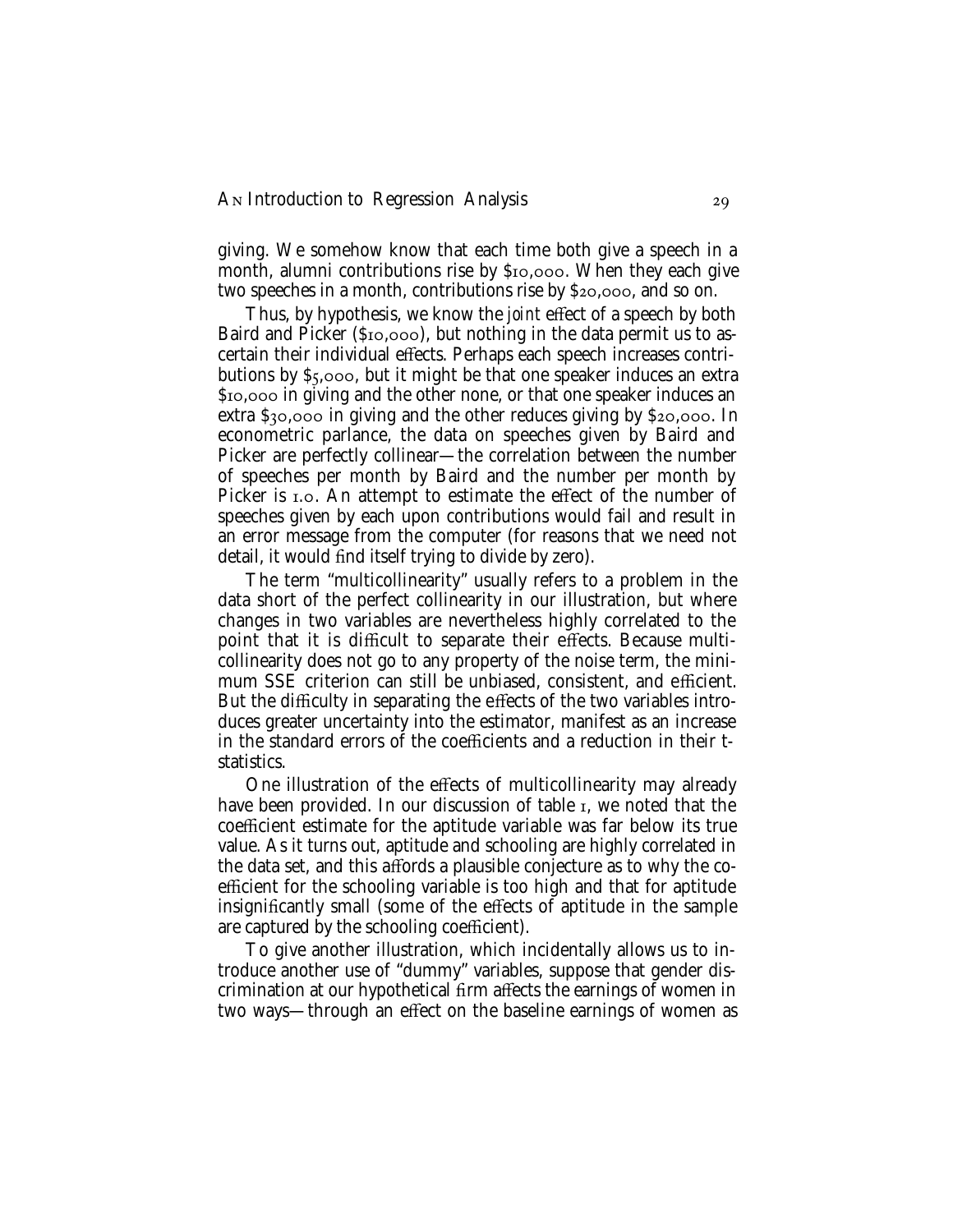giving. We somehow know that each time both give a speech in a month, alumni contributions rise by $10,000. When they each give two speeches in a month, contributions rise by $20,000, and so on.

Thus, by hypothesis, we know the *joint* effect of a speech by both Baird and Picker ($10,000), but nothing in the data permit us to ascertain their individual effects. Perhaps each speech increases contributions by $5,000, but it might be that one speaker induces an extra $10,000 in giving and the other none, or that one speaker induces an extra $30,000 in giving and the other reduces giving by $20,000. In econometric parlance, the data on speeches given by Baird and Picker are perfectly collinear—the correlation between the number of speeches per month by Baird and the number per month by Picker is 1.0. An attempt to estimate the effect of the number of speeches given by each upon contributions would fail and result in an error message from the computer (for reasons that we need not detail, it would find itself trying to divide by zero).

The term "multicollinearity" usually refers to a problem in the data short of the perfect collinearity in our illustration, but where changes in two variables are nevertheless highly correlated to the point that it is difficult to separate their effects. Because multicollinearity does not go to any property of the noise term, the minimum SSE criterion can still be unbiased, consistent, and efficient. But the difficulty in separating the effects of the two variables introduces greater uncertainty into the estimator, manifest as an increase in the standard errors of the coefficients and a reduction in their t-statistics.

One illustration of the effects of multicollinearity may already have been provided. In our discussion of table 1, we noted that the coefficient estimate for the aptitude variable was far below its true value. As it turns out, aptitude and schooling are highly correlated in the data set, and this affords a plausible conjecture as to why the coefficient for the schooling variable is too high and that for aptitude insignificantly small (some of the effects of aptitude in the sample are captured by the schooling coefficient).

To give another illustration, which incidentally allows us to introduce another use of "dummy" variables, suppose that gender discrimination at our hypothetical firm affects the earnings of women in two ways—through an effect on the baseline earnings of women as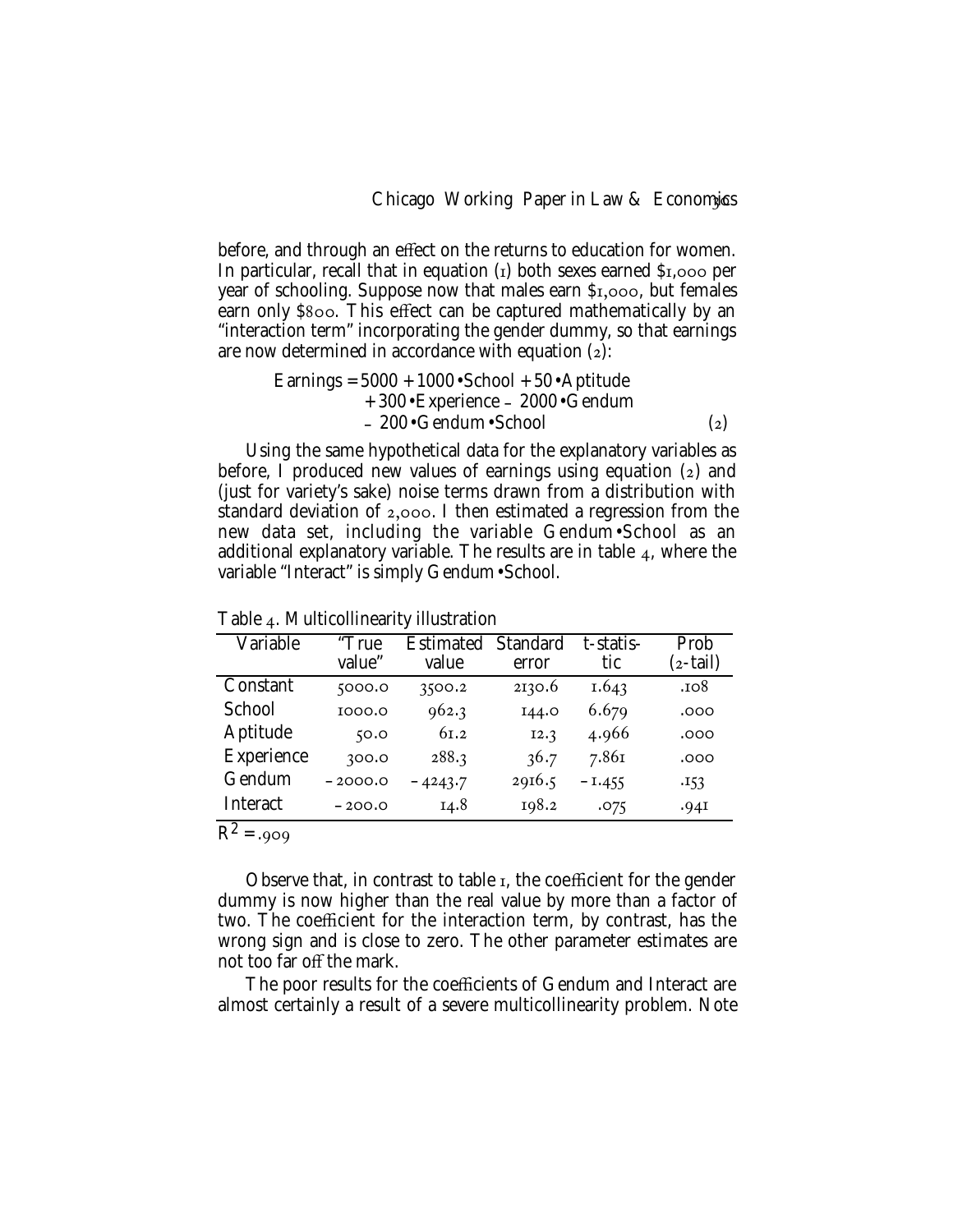before, and through an effect on the returns to education for women. In particular, recall that in equation (1) both sexes earned $1,000 per year of schooling. Suppose now that males earn $1,000, but females earn only $800. This effect can be captured mathematically by an "interaction term" incorporating the gender dummy, so that earnings are now determined in accordance with equation (2):

$$\text{Earnings} = 5000 + 1000 \cdot \text{School} + 50 \cdot \text{Aptitude} + 300 \cdot \text{Experience} - 2000 \cdot \text{Gendum} - 200 \cdot \text{Gendum} \cdot \text{School} \qquad (2)$$

Using the same hypothetical data for the explanatory variables as before, I produced new values of earnings using equation (2) and (just for variety's sake) noise terms drawn from a distribution with standard deviation of 2,000. I then estimated a regression from the new data set, including the variable Gendum•School as an additional explanatory variable. The results are in table 4, where the variable "Interact" is simply Gendum•School.

Table 4. Multicollinearity illustration

| Variable | "True value" | Estimated value | Standard error | t-statistic | Prob (2-tail) |
|---|---|---|---|---|---|
| Constant | 5000.0 | 3500.2 | 2130.6 | 1.643 | .108 |
| School | 1000.0 | 962.3 | 144.0 | 6.679 | .000 |
| Aptitude | 50.0 | 61.2 | 12.3 | 4.966 | .000 |
| Experience | 300.0 | 288.3 | 36.7 | 7.861 | .000 |
| Gendum | –2000.0 | –4243.7 | 2916.5 | –1.455 | .153 |
| Interact | –200.0 | 14.8 | 198.2 | .075 | .941 |

$R^2 = .909$

Observe that, in contrast to table 1, the coefficient for the gender dummy is now higher than the real value by more than a factor of two. The coefficient for the interaction term, by contrast, has the wrong sign and is close to zero. The other parameter estimates are not too far off the mark.

The poor results for the coefficients of Gendum and Interact are almost certainly a result of a severe multicollinearity problem. Note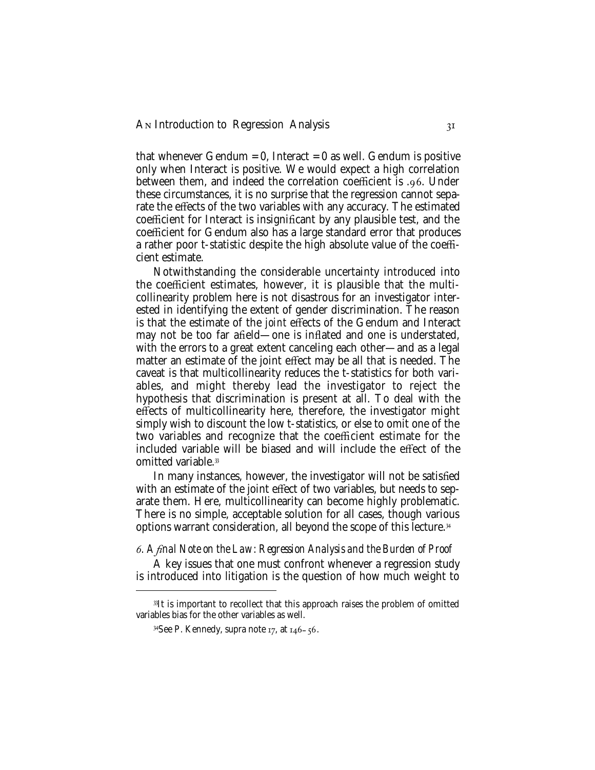that whenever Gendum = 0, Interact = 0 as well. Gendum is positive only when Interact is positive. We would expect a high correlation between them, and indeed the correlation coefficient is .96. Under these circumstances, it is no surprise that the regression cannot separate the effects of the two variables with any accuracy. The estimated coefficient for Interact is insignificant by any plausible test, and the coefficient for Gendum also has a large standard error that produces a rather poor t-statistic despite the high absolute value of the coefficient estimate.

Notwithstanding the considerable uncertainty introduced into the coefficient estimates, however, it is plausible that the multicollinearity problem here is not disastrous for an investigator interested in identifying the extent of gender discrimination. The reason is that the estimate of the *joint* effects of the Gendum and Interact may not be too far afield—one is inflated and one is understated, with the errors to a great extent canceling each other—and as a legal matter an estimate of the joint effect may be all that is needed. The caveat is that multicollinearity reduces the t-statistics for both variables, and might thereby lead the investigator to reject the hypothesis that discrimination is present at all. To deal with the effects of multicollinearity here, therefore, the investigator might simply wish to discount the low t-statistics, or else to omit one of the two variables and recognize that the coefficient estimate for the included variable will be biased and will include the effect of the omitted variable.[33]

In many instances, however, the investigator will not be satisfied with an estimate of the joint effect of two variables, but needs to separate them. Here, multicollinearity can become highly problematic. There is no simple, acceptable solution for all cases, though various options warrant consideration, all beyond the scope of this lecture.[34]

### 6. *A final Note on the Law: Regression Analysis and the Burden of Proof*

A key issues that one must confront whenever a regression study is introduced into litigation is the question of how much weight to

---

[33] It is important to recollect that this approach raises the problem of omitted variables bias for the other variables as well.

[34] See P. Kennedy, supra note 17, at 146–56.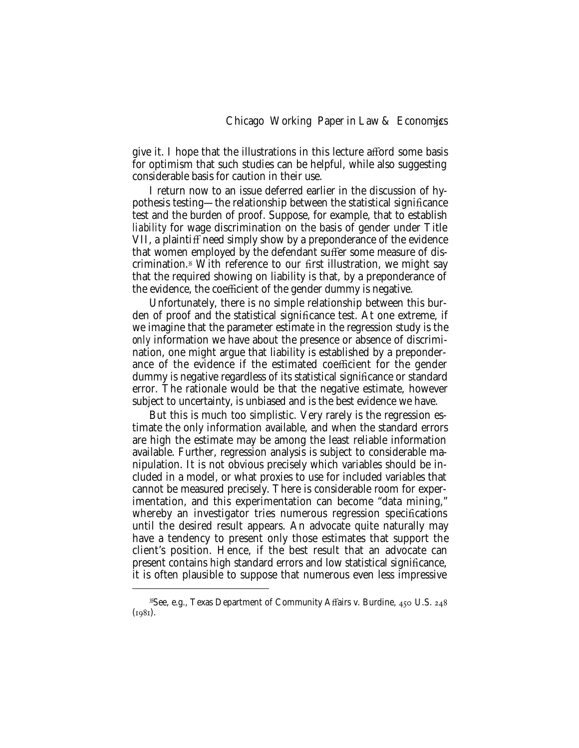give it. I hope that the illustrations in this lecture afford some basis for optimism that such studies can be helpful, while also suggesting considerable basis for caution in their use.

I return now to an issue deferred earlier in the discussion of hypothesis testing—the relationship between the statistical significance test and the burden of proof. Suppose, for example, that to establish *liability* for wage discrimination on the basis of gender under Title VII, a plaintiff need simply show by a preponderance of the evidence that women employed by the defendant suffer some measure of discrimination.[35] With reference to our first illustration, we might say that the required showing on liability is that, by a preponderance of the evidence, the coefficient of the gender dummy is negative.

Unfortunately, there is no simple relationship between this burden of proof and the statistical significance test. At one extreme, if we imagine that the parameter estimate in the regression study is the *only* information we have about the presence or absence of discrimination, one might argue that liability is established by a preponderance of the evidence if the estimated coefficient for the gender dummy is negative regardless of its statistical significance or standard error. The rationale would be that the negative estimate, however subject to uncertainty, is unbiased and is the best evidence we have.

But this is much too simplistic. Very rarely is the regression estimate the only information available, and when the standard errors are high the estimate may be among the least reliable information available. Further, regression analysis is subject to considerable manipulation. It is not obvious precisely which variables should be included in a model, or what proxies to use for included variables that cannot be measured precisely. There is considerable room for experimentation, and this experimentation can become "data mining," whereby an investigator tries numerous regression specifications until the desired result appears. An advocate quite naturally may have a tendency to present only those estimates that support the client's position. Hence, if the best result that an advocate can present contains high standard errors and low statistical significance, it is often plausible to suppose that numerous even less impressive

---

[35] See, e.g., Texas Department of Community Affairs v. Burdine, 450 U.S. 248 (1981).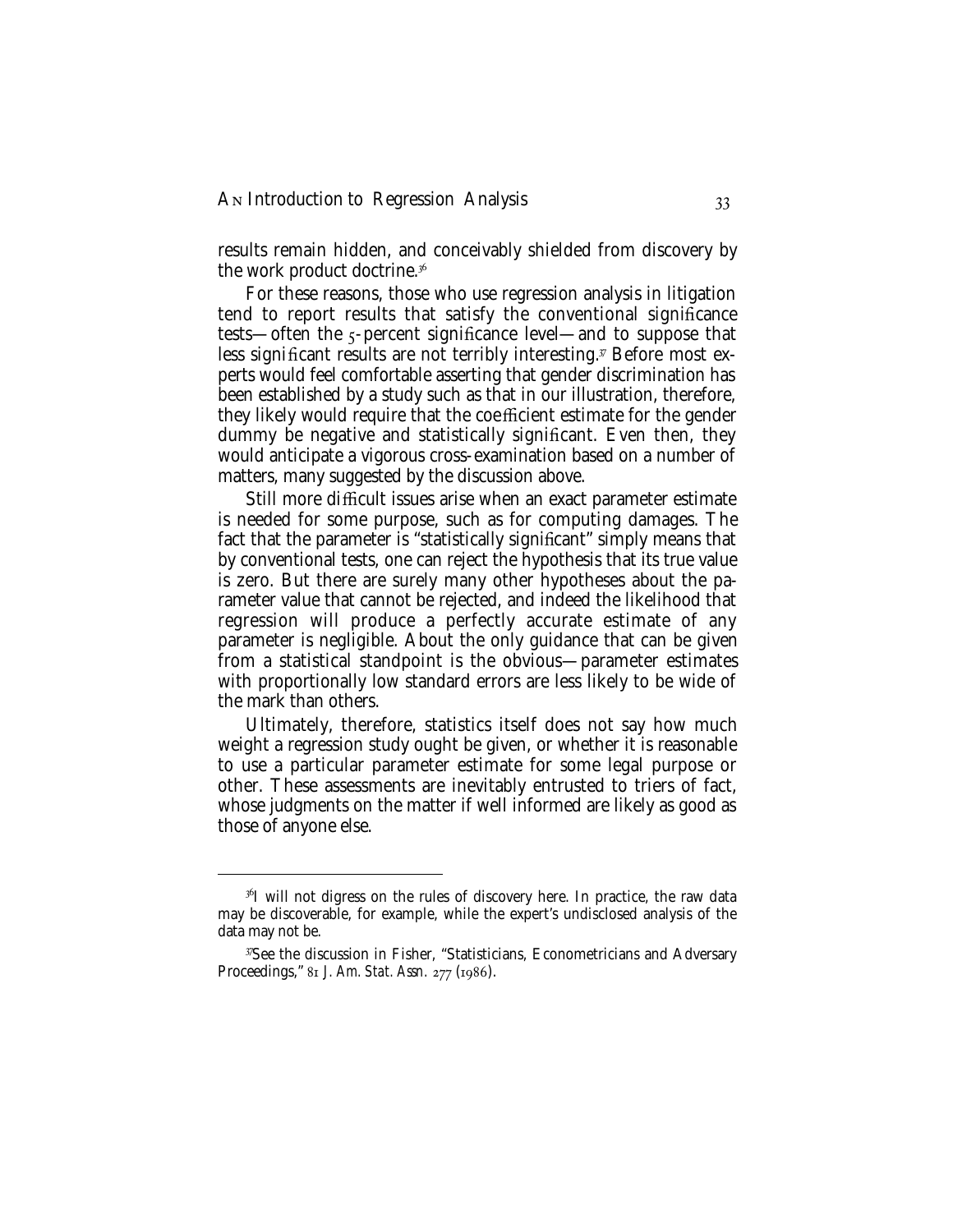results remain hidden, and conceivably shielded from discovery by the work product doctrine.[36]

For these reasons, those who use regression analysis in litigation tend to report results that satisfy the conventional significance tests—often the 5-percent significance level—and to suppose that less significant results are not terribly interesting.[37] Before most experts would feel comfortable asserting that gender discrimination has been established by a study such as that in our illustration, therefore, they likely would require that the coefficient estimate for the gender dummy be negative and statistically significant. Even then, they would anticipate a vigorous cross-examination based on a number of matters, many suggested by the discussion above.

Still more difficult issues arise when an exact parameter estimate is needed for some purpose, such as for computing damages. The fact that the parameter is "statistically significant" simply means that by conventional tests, one can reject the hypothesis that its true value is zero. But there are surely many other hypotheses about the parameter value that cannot be rejected, and indeed the likelihood that regression will produce a perfectly accurate estimate of any parameter is negligible. About the only guidance that can be given from a statistical standpoint is the obvious—parameter estimates with proportionally low standard errors are less likely to be wide of the mark than others.

Ultimately, therefore, statistics itself does not say how much weight a regression study ought be given, or whether it is reasonable to use a particular parameter estimate for some legal purpose or other. These assessments are inevitably entrusted to triers of fact, whose judgments on the matter if well informed are likely as good as those of anyone else.

---

[36] I will not digress on the rules of discovery here. In practice, the raw data may be discoverable, for example, while the expert's undisclosed analysis of the data may not be.

[37] See the discussion in Fisher, "Statisticians, Econometricians and Adversary Proceedings," 81 *J. Am. Stat. Assn.* 277 (1986).